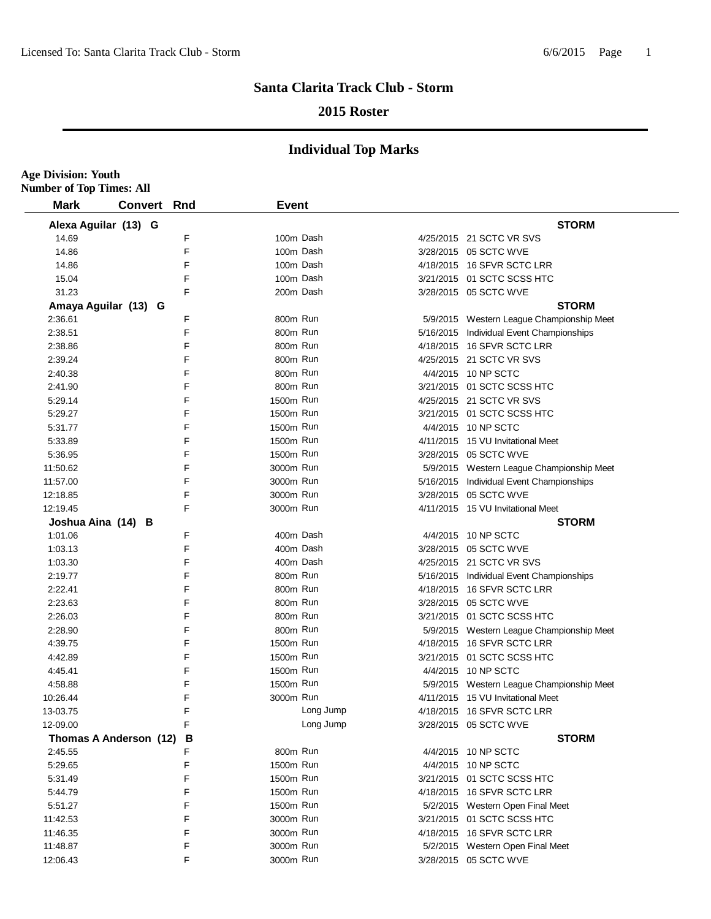# Santa Clarita Track Club - Storm

## 2015 Roster

## Individual Top Marks

**Age Division: Youth**
**Number of Top Times: All**

| Mark | Convert | Rnd | Event | Date | Meet |
|---|---|---|---|---|---|
| **Alexa Aguilar (13) G** | | | | | **STORM** |
| 14.69 | | F | 100m Dash | 4/25/2015 | 21 SCTC VR SVS |
| 14.86 | | F | 100m Dash | 3/28/2015 | 05 SCTC WVE |
| 14.86 | | F | 100m Dash | 4/18/2015 | 16 SFVR SCTC LRR |
| 15.04 | | F | 100m Dash | 3/21/2015 | 01 SCTC SCSS HTC |
| 31.23 | | F | 200m Dash | 3/28/2015 | 05 SCTC WVE |
| **Amaya Aguilar (13) G** | | | | | **STORM** |
| 2:36.61 | | F | 800m Run | 5/9/2015 | Western League Championship Meet |
| 2:38.51 | | F | 800m Run | 5/16/2015 | Individual Event Championships |
| 2:38.86 | | F | 800m Run | 4/18/2015 | 16 SFVR SCTC LRR |
| 2:39.24 | | F | 800m Run | 4/25/2015 | 21 SCTC VR SVS |
| 2:40.38 | | F | 800m Run | 4/4/2015 | 10 NP SCTC |
| 2:41.90 | | F | 800m Run | 3/21/2015 | 01 SCTC SCSS HTC |
| 5:29.14 | | F | 1500m Run | 4/25/2015 | 21 SCTC VR SVS |
| 5:29.27 | | F | 1500m Run | 3/21/2015 | 01 SCTC SCSS HTC |
| 5:31.77 | | F | 1500m Run | 4/4/2015 | 10 NP SCTC |
| 5:33.89 | | F | 1500m Run | 4/11/2015 | 15 VU Invitational Meet |
| 5:36.95 | | F | 1500m Run | 3/28/2015 | 05 SCTC WVE |
| 11:50.62 | | F | 3000m Run | 5/9/2015 | Western League Championship Meet |
| 11:57.00 | | F | 3000m Run | 5/16/2015 | Individual Event Championships |
| 12:18.85 | | F | 3000m Run | 3/28/2015 | 05 SCTC WVE |
| 12:19.45 | | F | 3000m Run | 4/11/2015 | 15 VU Invitational Meet |
| **Joshua Aina (14) B** | | | | | **STORM** |
| 1:01.06 | | F | 400m Dash | 4/4/2015 | 10 NP SCTC |
| 1:03.13 | | F | 400m Dash | 3/28/2015 | 05 SCTC WVE |
| 1:03.30 | | F | 400m Dash | 4/25/2015 | 21 SCTC VR SVS |
| 2:19.77 | | F | 800m Run | 5/16/2015 | Individual Event Championships |
| 2:22.41 | | F | 800m Run | 4/18/2015 | 16 SFVR SCTC LRR |
| 2:23.63 | | F | 800m Run | 3/28/2015 | 05 SCTC WVE |
| 2:26.03 | | F | 800m Run | 3/21/2015 | 01 SCTC SCSS HTC |
| 2:28.90 | | F | 800m Run | 5/9/2015 | Western League Championship Meet |
| 4:39.75 | | F | 1500m Run | 4/18/2015 | 16 SFVR SCTC LRR |
| 4:42.89 | | F | 1500m Run | 3/21/2015 | 01 SCTC SCSS HTC |
| 4:45.41 | | F | 1500m Run | 4/4/2015 | 10 NP SCTC |
| 4:58.88 | | F | 1500m Run | 5/9/2015 | Western League Championship Meet |
| 10:26.44 | | F | 3000m Run | 4/11/2015 | 15 VU Invitational Meet |
| 13-03.75 | | F | Long Jump | 4/18/2015 | 16 SFVR SCTC LRR |
| 12-09.00 | | F | Long Jump | 3/28/2015 | 05 SCTC WVE |
| **Thomas A Anderson (12) B** | | | | | **STORM** |
| 2:45.55 | | F | 800m Run | 4/4/2015 | 10 NP SCTC |
| 5:29.65 | | F | 1500m Run | 4/4/2015 | 10 NP SCTC |
| 5:31.49 | | F | 1500m Run | 3/21/2015 | 01 SCTC SCSS HTC |
| 5:44.79 | | F | 1500m Run | 4/18/2015 | 16 SFVR SCTC LRR |
| 5:51.27 | | F | 1500m Run | 5/2/2015 | Western Open Final Meet |
| 11:42.53 | | F | 3000m Run | 3/21/2015 | 01 SCTC SCSS HTC |
| 11:46.35 | | F | 3000m Run | 4/18/2015 | 16 SFVR SCTC LRR |
| 11:48.87 | | F | 3000m Run | 5/2/2015 | Western Open Final Meet |
| 12:06.43 | | F | 3000m Run | 3/28/2015 | 05 SCTC WVE |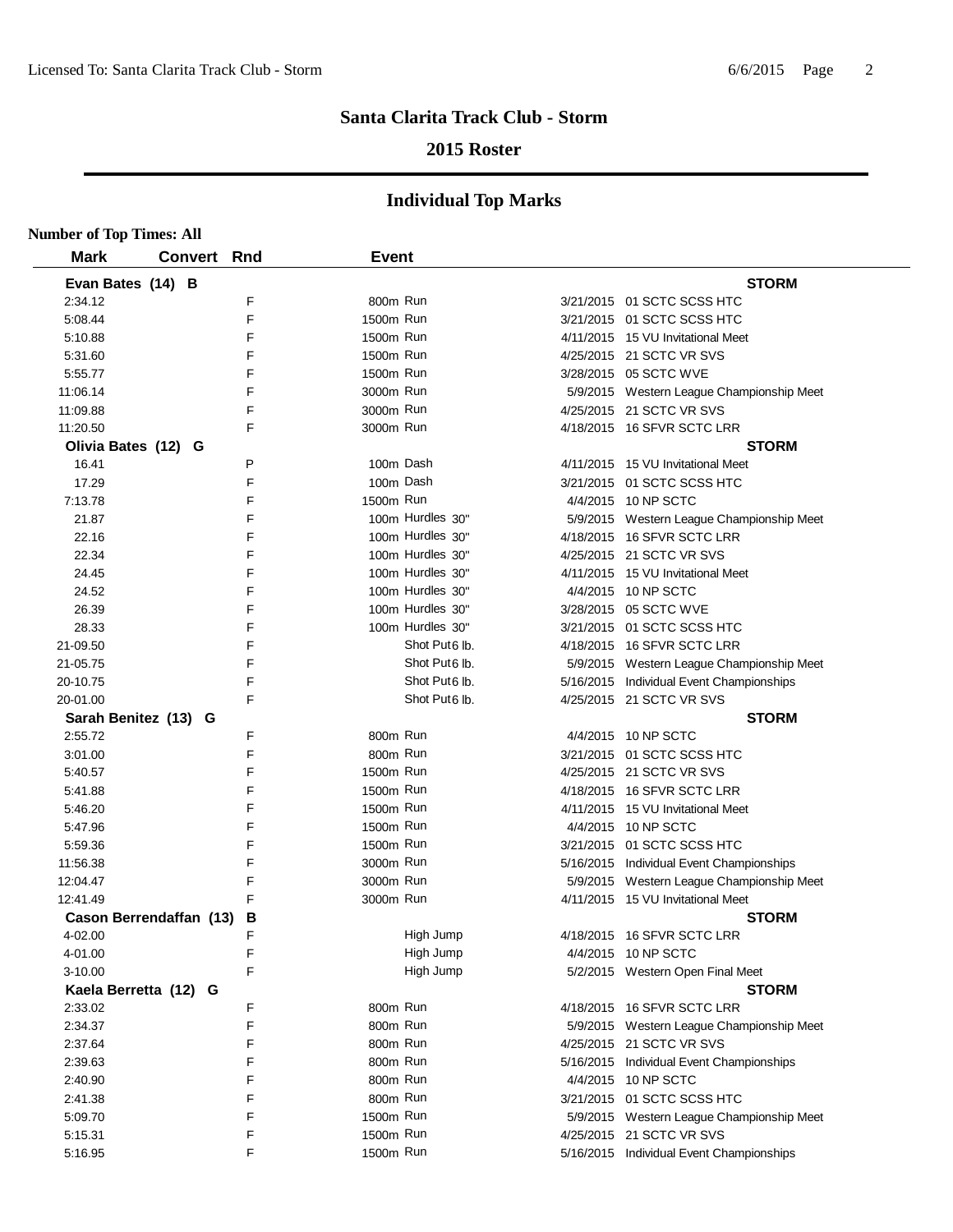## Santa Clarita Track Club - Storm

### 2015 Roster

## Individual Top Marks

**Number of Top Times: All**

| Mark | Convert | Rnd | Event | | Date | Meet |
|---|---|---|---|---|---|---|
| **Evan Bates (14) B** | | | | | | **STORM** |
| 2:34.12 | | F | 800m Run | | 3/21/2015 | 01 SCTC SCSS HTC |
| 5:08.44 | | F | 1500m Run | | 3/21/2015 | 01 SCTC SCSS HTC |
| 5:10.88 | | F | 1500m Run | | 4/11/2015 | 15 VU Invitational Meet |
| 5:31.60 | | F | 1500m Run | | 4/25/2015 | 21 SCTC VR SVS |
| 5:55.77 | | F | 1500m Run | | 3/28/2015 | 05 SCTC WVE |
| 11:06.14 | | F | 3000m Run | | 5/9/2015 | Western League Championship Meet |
| 11:09.88 | | F | 3000m Run | | 4/25/2015 | 21 SCTC VR SVS |
| 11:20.50 | | F | 3000m Run | | 4/18/2015 | 16 SFVR SCTC LRR |
| **Olivia Bates (12) G** | | | | | | **STORM** |
| 16.41 | | P | 100m Dash | | 4/11/2015 | 15 VU Invitational Meet |
| 17.29 | | F | 100m Dash | | 3/21/2015 | 01 SCTC SCSS HTC |
| 7:13.78 | | F | 1500m Run | | 4/4/2015 | 10 NP SCTC |
| 21.87 | | F | 100m Hurdles | 30" | 5/9/2015 | Western League Championship Meet |
| 22.16 | | F | 100m Hurdles | 30" | 4/18/2015 | 16 SFVR SCTC LRR |
| 22.34 | | F | 100m Hurdles | 30" | 4/25/2015 | 21 SCTC VR SVS |
| 24.45 | | F | 100m Hurdles | 30" | 4/11/2015 | 15 VU Invitational Meet |
| 24.52 | | F | 100m Hurdles | 30" | 4/4/2015 | 10 NP SCTC |
| 26.39 | | F | 100m Hurdles | 30" | 3/28/2015 | 05 SCTC WVE |
| 28.33 | | F | 100m Hurdles | 30" | 3/21/2015 | 01 SCTC SCSS HTC |
| 21-09.50 | | F | Shot Put | 6 lb. | 4/18/2015 | 16 SFVR SCTC LRR |
| 21-05.75 | | F | Shot Put | 6 lb. | 5/9/2015 | Western League Championship Meet |
| 20-10.75 | | F | Shot Put | 6 lb. | 5/16/2015 | Individual Event Championships |
| 20-01.00 | | F | Shot Put | 6 lb. | 4/25/2015 | 21 SCTC VR SVS |
| **Sarah Benitez (13) G** | | | | | | **STORM** |
| 2:55.72 | | F | 800m Run | | 4/4/2015 | 10 NP SCTC |
| 3:01.00 | | F | 800m Run | | 3/21/2015 | 01 SCTC SCSS HTC |
| 5:40.57 | | F | 1500m Run | | 4/25/2015 | 21 SCTC VR SVS |
| 5:41.88 | | F | 1500m Run | | 4/18/2015 | 16 SFVR SCTC LRR |
| 5:46.20 | | F | 1500m Run | | 4/11/2015 | 15 VU Invitational Meet |
| 5:47.96 | | F | 1500m Run | | 4/4/2015 | 10 NP SCTC |
| 5:59.36 | | F | 1500m Run | | 3/21/2015 | 01 SCTC SCSS HTC |
| 11:56.38 | | F | 3000m Run | | 5/16/2015 | Individual Event Championships |
| 12:04.47 | | F | 3000m Run | | 5/9/2015 | Western League Championship Meet |
| 12:41.49 | | F | 3000m Run | | 4/11/2015 | 15 VU Invitational Meet |
| **Cason Berrendaffan (13) B** | | | | | | **STORM** |
| 4-02.00 | | F | High Jump | | 4/18/2015 | 16 SFVR SCTC LRR |
| 4-01.00 | | F | High Jump | | 4/4/2015 | 10 NP SCTC |
| 3-10.00 | | F | High Jump | | 5/2/2015 | Western Open Final Meet |
| **Kaela Berretta (12) G** | | | | | | **STORM** |
| 2:33.02 | | F | 800m Run | | 4/18/2015 | 16 SFVR SCTC LRR |
| 2:34.37 | | F | 800m Run | | 5/9/2015 | Western League Championship Meet |
| 2:37.64 | | F | 800m Run | | 4/25/2015 | 21 SCTC VR SVS |
| 2:39.63 | | F | 800m Run | | 5/16/2015 | Individual Event Championships |
| 2:40.90 | | F | 800m Run | | 4/4/2015 | 10 NP SCTC |
| 2:41.38 | | F | 800m Run | | 3/21/2015 | 01 SCTC SCSS HTC |
| 5:09.70 | | F | 1500m Run | | 5/9/2015 | Western League Championship Meet |
| 5:15.31 | | F | 1500m Run | | 4/25/2015 | 21 SCTC VR SVS |
| 5:16.95 | | F | 1500m Run | | 5/16/2015 | Individual Event Championships |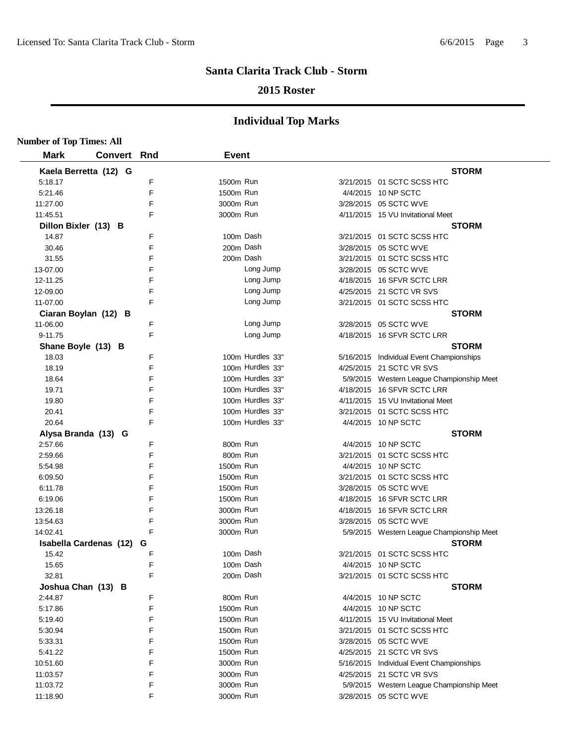# Santa Clarita Track Club - Storm

## 2015 Roster

## Individual Top Marks

**Number of Top Times: All**

| Mark | Convert | Rnd | Event | Date | Meet |
|---|---|---|---|---|---|
| **Kaela Berretta (12) G** | | | | | **STORM** |
| 5:18.17 | | F | 1500m Run | 3/21/2015 | 01 SCTC SCSS HTC |
| 5:21.46 | | F | 1500m Run | 4/4/2015 | 10 NP SCTC |
| 11:27.00 | | F | 3000m Run | 3/28/2015 | 05 SCTC WVE |
| 11:45.51 | | F | 3000m Run | 4/11/2015 | 15 VU Invitational Meet |
| **Dillon Bixler (13) B** | | | | | **STORM** |
| 14.87 | | F | 100m Dash | 3/21/2015 | 01 SCTC SCSS HTC |
| 30.46 | | F | 200m Dash | 3/28/2015 | 05 SCTC WVE |
| 31.55 | | F | 200m Dash | 3/21/2015 | 01 SCTC SCSS HTC |
| 13-07.00 | | F | Long Jump | 3/28/2015 | 05 SCTC WVE |
| 12-11.25 | | F | Long Jump | 4/18/2015 | 16 SFVR SCTC LRR |
| 12-09.00 | | F | Long Jump | 4/25/2015 | 21 SCTC VR SVS |
| 11-07.00 | | F | Long Jump | 3/21/2015 | 01 SCTC SCSS HTC |
| **Ciaran Boylan (12) B** | | | | | **STORM** |
| 11-06.00 | | F | Long Jump | 3/28/2015 | 05 SCTC WVE |
| 9-11.75 | | F | Long Jump | 4/18/2015 | 16 SFVR SCTC LRR |
| **Shane Boyle (13) B** | | | | | **STORM** |
| 18.03 | | F | 100m Hurdles 33" | 5/16/2015 | Individual Event Championships |
| 18.19 | | F | 100m Hurdles 33" | 4/25/2015 | 21 SCTC VR SVS |
| 18.64 | | F | 100m Hurdles 33" | 5/9/2015 | Western League Championship Meet |
| 19.71 | | F | 100m Hurdles 33" | 4/18/2015 | 16 SFVR SCTC LRR |
| 19.80 | | F | 100m Hurdles 33" | 4/11/2015 | 15 VU Invitational Meet |
| 20.41 | | F | 100m Hurdles 33" | 3/21/2015 | 01 SCTC SCSS HTC |
| 20.64 | | F | 100m Hurdles 33" | 4/4/2015 | 10 NP SCTC |
| **Alysa Branda (13) G** | | | | | **STORM** |
| 2:57.66 | | F | 800m Run | 4/4/2015 | 10 NP SCTC |
| 2:59.66 | | F | 800m Run | 3/21/2015 | 01 SCTC SCSS HTC |
| 5:54.98 | | F | 1500m Run | 4/4/2015 | 10 NP SCTC |
| 6:09.50 | | F | 1500m Run | 3/21/2015 | 01 SCTC SCSS HTC |
| 6:11.78 | | F | 1500m Run | 3/28/2015 | 05 SCTC WVE |
| 6:19.06 | | F | 1500m Run | 4/18/2015 | 16 SFVR SCTC LRR |
| 13:26.18 | | F | 3000m Run | 4/18/2015 | 16 SFVR SCTC LRR |
| 13:54.63 | | F | 3000m Run | 3/28/2015 | 05 SCTC WVE |
| 14:02.41 | | F | 3000m Run | 5/9/2015 | Western League Championship Meet |
| **Isabella Cardenas (12) G** | | | | | **STORM** |
| 15.42 | | F | 100m Dash | 3/21/2015 | 01 SCTC SCSS HTC |
| 15.65 | | F | 100m Dash | 4/4/2015 | 10 NP SCTC |
| 32.81 | | F | 200m Dash | 3/21/2015 | 01 SCTC SCSS HTC |
| **Joshua Chan (13) B** | | | | | **STORM** |
| 2:44.87 | | F | 800m Run | 4/4/2015 | 10 NP SCTC |
| 5:17.86 | | F | 1500m Run | 4/4/2015 | 10 NP SCTC |
| 5:19.40 | | F | 1500m Run | 4/11/2015 | 15 VU Invitational Meet |
| 5:30.94 | | F | 1500m Run | 3/21/2015 | 01 SCTC SCSS HTC |
| 5:33.31 | | F | 1500m Run | 3/28/2015 | 05 SCTC WVE |
| 5:41.22 | | F | 1500m Run | 4/25/2015 | 21 SCTC VR SVS |
| 10:51.60 | | F | 3000m Run | 5/16/2015 | Individual Event Championships |
| 11:03.57 | | F | 3000m Run | 4/25/2015 | 21 SCTC VR SVS |
| 11:03.72 | | F | 3000m Run | 5/9/2015 | Western League Championship Meet |
| 11:18.90 | | F | 3000m Run | 3/28/2015 | 05 SCTC WVE |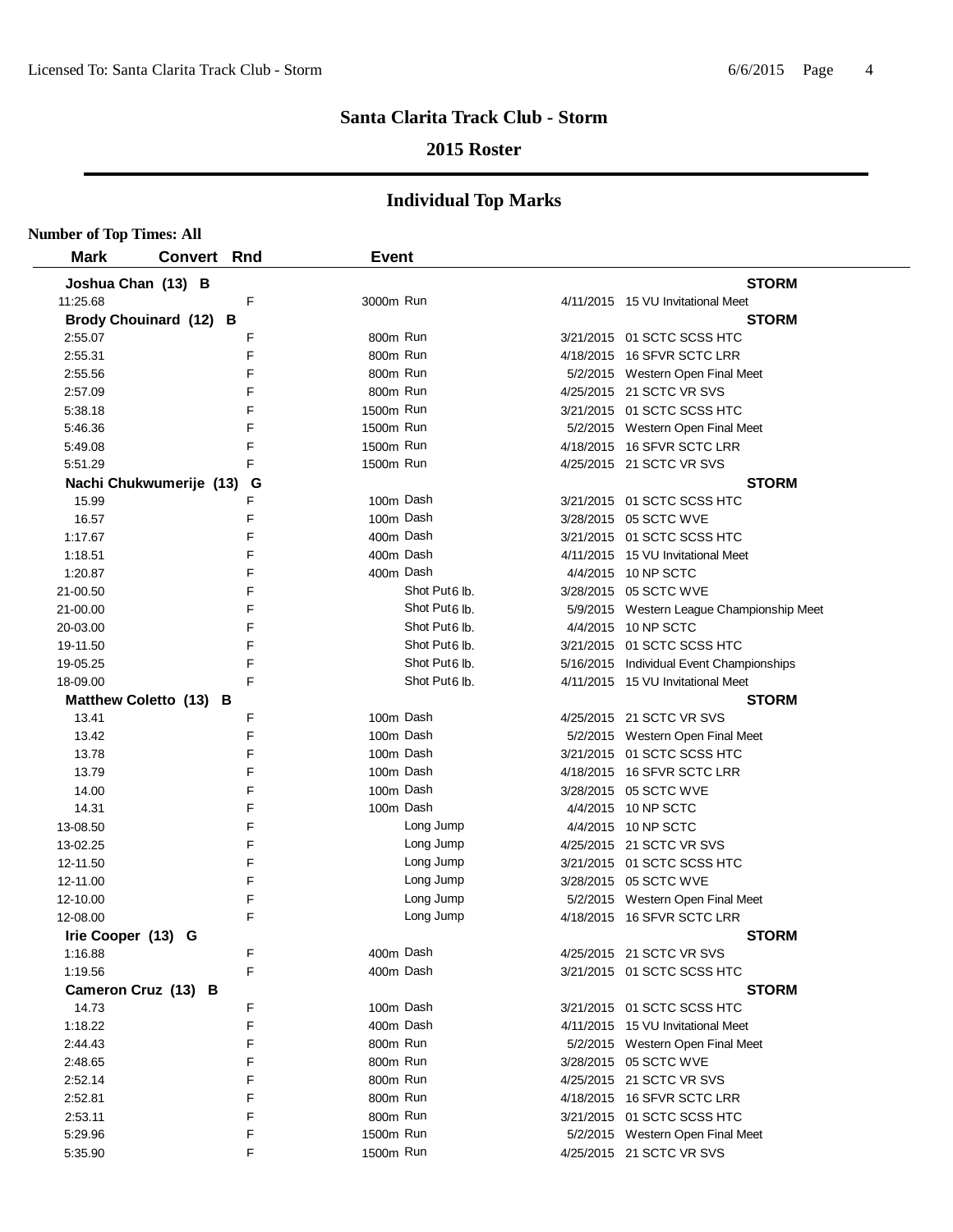# Santa Clarita Track Club - Storm

## 2015 Roster

## Individual Top Marks

**Number of Top Times: All**

| Mark | Convert | Rnd | Event | | Date | Meet |
|---|---|---|---|---|---|---|
| **Joshua Chan (13) B** | | | | | | **STORM** |
| 11:25.68 | | F | 3000m Run | | 4/11/2015 | 15 VU Invitational Meet |
| **Brody Chouinard (12) B** | | | | | | **STORM** |
| 2:55.07 | | F | 800m Run | | 3/21/2015 | 01 SCTC SCSS HTC |
| 2:55.31 | | F | 800m Run | | 4/18/2015 | 16 SFVR SCTC LRR |
| 2:55.56 | | F | 800m Run | | 5/2/2015 | Western Open Final Meet |
| 2:57.09 | | F | 800m Run | | 4/25/2015 | 21 SCTC VR SVS |
| 5:38.18 | | F | 1500m Run | | 3/21/2015 | 01 SCTC SCSS HTC |
| 5:46.36 | | F | 1500m Run | | 5/2/2015 | Western Open Final Meet |
| 5:49.08 | | F | 1500m Run | | 4/18/2015 | 16 SFVR SCTC LRR |
| 5:51.29 | | F | 1500m Run | | 4/25/2015 | 21 SCTC VR SVS |
| **Nachi Chukwumerije (13) G** | | | | | | **STORM** |
| 15.99 | | F | 100m Dash | | 3/21/2015 | 01 SCTC SCSS HTC |
| 16.57 | | F | 100m Dash | | 3/28/2015 | 05 SCTC WVE |
| 1:17.67 | | F | 400m Dash | | 3/21/2015 | 01 SCTC SCSS HTC |
| 1:18.51 | | F | 400m Dash | | 4/11/2015 | 15 VU Invitational Meet |
| 1:20.87 | | F | 400m Dash | | 4/4/2015 | 10 NP SCTC |
| 21-00.50 | | F | | Shot Put 6 lb. | 3/28/2015 | 05 SCTC WVE |
| 21-00.00 | | F | | Shot Put 6 lb. | 5/9/2015 | Western League Championship Meet |
| 20-03.00 | | F | | Shot Put 6 lb. | 4/4/2015 | 10 NP SCTC |
| 19-11.50 | | F | | Shot Put 6 lb. | 3/21/2015 | 01 SCTC SCSS HTC |
| 19-05.25 | | F | | Shot Put 6 lb. | 5/16/2015 | Individual Event Championships |
| 18-09.00 | | F | | Shot Put 6 lb. | 4/11/2015 | 15 VU Invitational Meet |
| **Matthew Coletto (13) B** | | | | | | **STORM** |
| 13.41 | | F | 100m Dash | | 4/25/2015 | 21 SCTC VR SVS |
| 13.42 | | F | 100m Dash | | 5/2/2015 | Western Open Final Meet |
| 13.78 | | F | 100m Dash | | 3/21/2015 | 01 SCTC SCSS HTC |
| 13.79 | | F | 100m Dash | | 4/18/2015 | 16 SFVR SCTC LRR |
| 14.00 | | F | 100m Dash | | 3/28/2015 | 05 SCTC WVE |
| 14.31 | | F | 100m Dash | | 4/4/2015 | 10 NP SCTC |
| 13-08.50 | | F | | Long Jump | 4/4/2015 | 10 NP SCTC |
| 13-02.25 | | F | | Long Jump | 4/25/2015 | 21 SCTC VR SVS |
| 12-11.50 | | F | | Long Jump | 3/21/2015 | 01 SCTC SCSS HTC |
| 12-11.00 | | F | | Long Jump | 3/28/2015 | 05 SCTC WVE |
| 12-10.00 | | F | | Long Jump | 5/2/2015 | Western Open Final Meet |
| 12-08.00 | | F | | Long Jump | 4/18/2015 | 16 SFVR SCTC LRR |
| **Irie Cooper (13) G** | | | | | | **STORM** |
| 1:16.88 | | F | 400m Dash | | 4/25/2015 | 21 SCTC VR SVS |
| 1:19.56 | | F | 400m Dash | | 3/21/2015 | 01 SCTC SCSS HTC |
| **Cameron Cruz (13) B** | | | | | | **STORM** |
| 14.73 | | F | 100m Dash | | 3/21/2015 | 01 SCTC SCSS HTC |
| 1:18.22 | | F | 400m Dash | | 4/11/2015 | 15 VU Invitational Meet |
| 2:44.43 | | F | 800m Run | | 5/2/2015 | Western Open Final Meet |
| 2:48.65 | | F | 800m Run | | 3/28/2015 | 05 SCTC WVE |
| 2:52.14 | | F | 800m Run | | 4/25/2015 | 21 SCTC VR SVS |
| 2:52.81 | | F | 800m Run | | 4/18/2015 | 16 SFVR SCTC LRR |
| 2:53.11 | | F | 800m Run | | 3/21/2015 | 01 SCTC SCSS HTC |
| 5:29.96 | | F | 1500m Run | | 5/2/2015 | Western Open Final Meet |
| 5:35.90 | | F | 1500m Run | | 4/25/2015 | 21 SCTC VR SVS |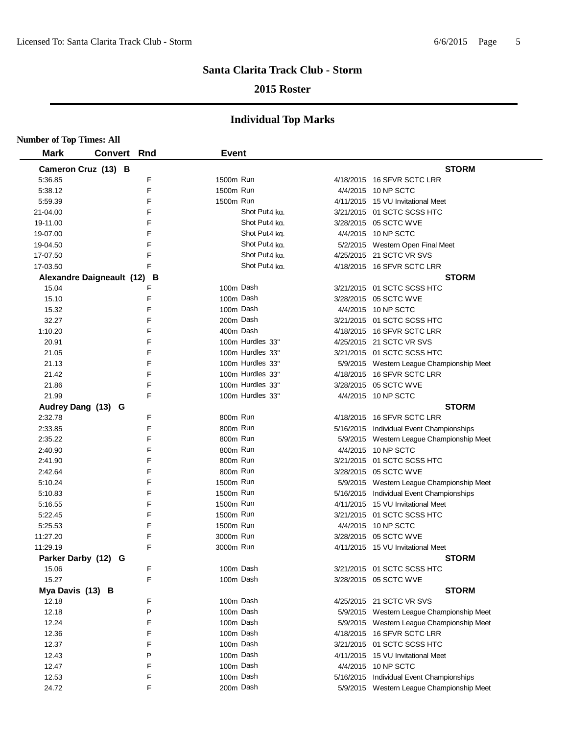# Santa Clarita Track Club - Storm

## 2015 Roster

## Individual Top Marks

**Number of Top Times: All**

| Mark | Convert | Rnd | Event | | Date | Meet |
|---|---|---|---|---|---|---|
| **Cameron Cruz (13) B** | | | | | | **STORM** |
| 5:36.85 | | F | 1500m | Run | 4/18/2015 | 16 SFVR SCTC LRR |
| 5:38.12 | | F | 1500m | Run | 4/4/2015 | 10 NP SCTC |
| 5:59.39 | | F | 1500m | Run | 4/11/2015 | 15 VU Invitational Meet |
| 21-04.00 | | F | | Shot Put 4 kg. | 3/21/2015 | 01 SCTC SCSS HTC |
| 19-11.00 | | F | | Shot Put 4 kg. | 3/28/2015 | 05 SCTC WVE |
| 19-07.00 | | F | | Shot Put 4 kg. | 4/4/2015 | 10 NP SCTC |
| 19-04.50 | | F | | Shot Put 4 kg. | 5/2/2015 | Western Open Final Meet |
| 17-07.50 | | F | | Shot Put 4 kg. | 4/25/2015 | 21 SCTC VR SVS |
| 17-03.50 | | F | | Shot Put 4 kg. | 4/18/2015 | 16 SFVR SCTC LRR |
| **Alexandre Daigneault (12) B** | | | | | | **STORM** |
| 15.04 | | F | 100m | Dash | 3/21/2015 | 01 SCTC SCSS HTC |
| 15.10 | | F | 100m | Dash | 3/28/2015 | 05 SCTC WVE |
| 15.32 | | F | 100m | Dash | 4/4/2015 | 10 NP SCTC |
| 32.27 | | F | 200m | Dash | 3/21/2015 | 01 SCTC SCSS HTC |
| 1:10.20 | | F | 400m | Dash | 4/18/2015 | 16 SFVR SCTC LRR |
| 20.91 | | F | 100m | Hurdles 33" | 4/25/2015 | 21 SCTC VR SVS |
| 21.05 | | F | 100m | Hurdles 33" | 3/21/2015 | 01 SCTC SCSS HTC |
| 21.13 | | F | 100m | Hurdles 33" | 5/9/2015 | Western League Championship Meet |
| 21.42 | | F | 100m | Hurdles 33" | 4/18/2015 | 16 SFVR SCTC LRR |
| 21.86 | | F | 100m | Hurdles 33" | 3/28/2015 | 05 SCTC WVE |
| 21.99 | | F | 100m | Hurdles 33" | 4/4/2015 | 10 NP SCTC |
| **Audrey Dang (13) G** | | | | | | **STORM** |
| 2:32.78 | | F | 800m | Run | 4/18/2015 | 16 SFVR SCTC LRR |
| 2:33.85 | | F | 800m | Run | 5/16/2015 | Individual Event Championships |
| 2:35.22 | | F | 800m | Run | 5/9/2015 | Western League Championship Meet |
| 2:40.90 | | F | 800m | Run | 4/4/2015 | 10 NP SCTC |
| 2:41.90 | | F | 800m | Run | 3/21/2015 | 01 SCTC SCSS HTC |
| 2:42.64 | | F | 800m | Run | 3/28/2015 | 05 SCTC WVE |
| 5:10.24 | | F | 1500m | Run | 5/9/2015 | Western League Championship Meet |
| 5:10.83 | | F | 1500m | Run | 5/16/2015 | Individual Event Championships |
| 5:16.55 | | F | 1500m | Run | 4/11/2015 | 15 VU Invitational Meet |
| 5:22.45 | | F | 1500m | Run | 3/21/2015 | 01 SCTC SCSS HTC |
| 5:25.53 | | F | 1500m | Run | 4/4/2015 | 10 NP SCTC |
| 11:27.20 | | F | 3000m | Run | 3/28/2015 | 05 SCTC WVE |
| 11:29.19 | | F | 3000m | Run | 4/11/2015 | 15 VU Invitational Meet |
| **Parker Darby (12) G** | | | | | | **STORM** |
| 15.06 | | F | 100m | Dash | 3/21/2015 | 01 SCTC SCSS HTC |
| 15.27 | | F | 100m | Dash | 3/28/2015 | 05 SCTC WVE |
| **Mya Davis (13) B** | | | | | | **STORM** |
| 12.18 | | F | 100m | Dash | 4/25/2015 | 21 SCTC VR SVS |
| 12.18 | | P | 100m | Dash | 5/9/2015 | Western League Championship Meet |
| 12.24 | | F | 100m | Dash | 5/9/2015 | Western League Championship Meet |
| 12.36 | | F | 100m | Dash | 4/18/2015 | 16 SFVR SCTC LRR |
| 12.37 | | F | 100m | Dash | 3/21/2015 | 01 SCTC SCSS HTC |
| 12.43 | | P | 100m | Dash | 4/11/2015 | 15 VU Invitational Meet |
| 12.47 | | F | 100m | Dash | 4/4/2015 | 10 NP SCTC |
| 12.53 | | F | 100m | Dash | 5/16/2015 | Individual Event Championships |
| 24.72 | | F | 200m | Dash | 5/9/2015 | Western League Championship Meet |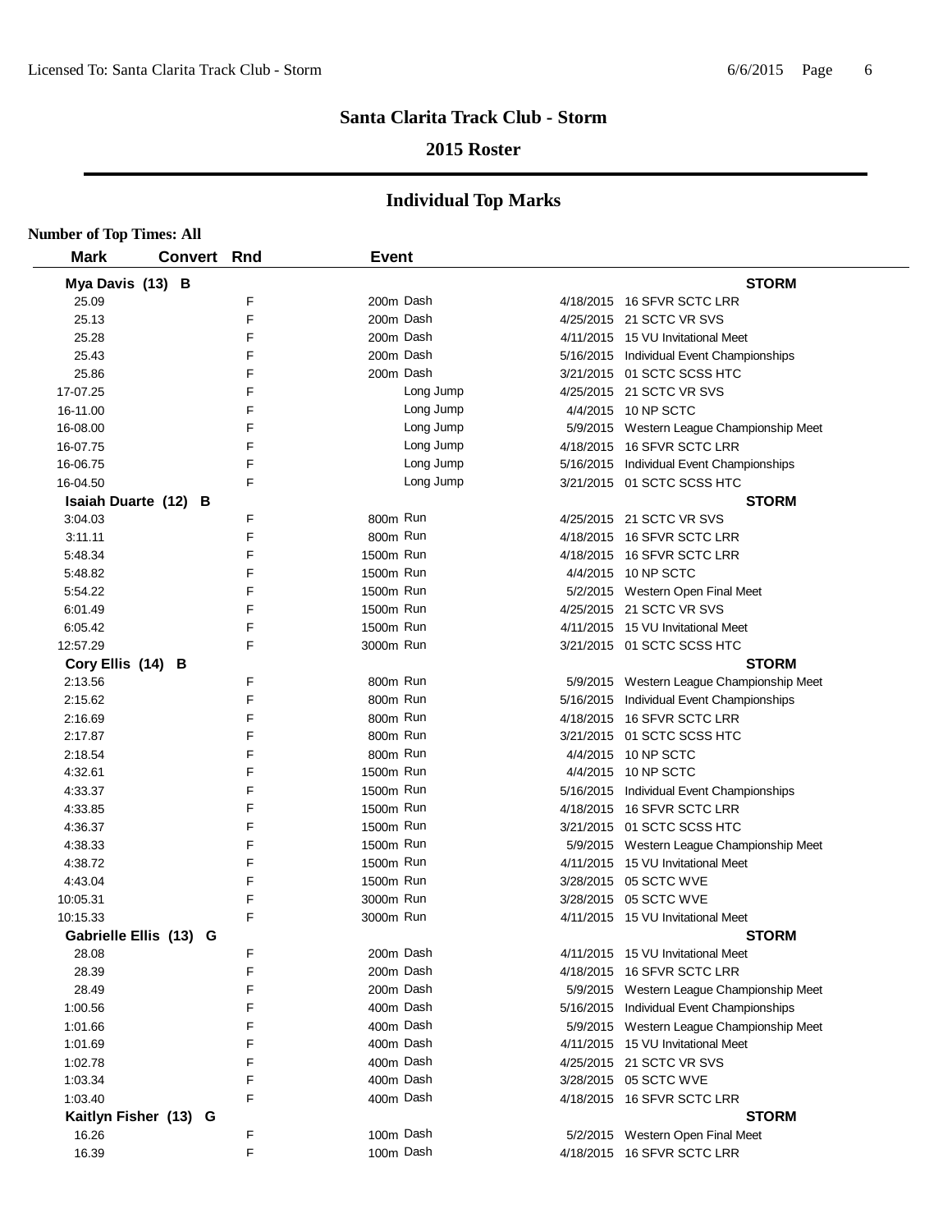# Santa Clarita Track Club - Storm

## 2015 Roster

## Individual Top Marks

**Number of Top Times: All**

| Mark | Convert | Rnd | Event | Date | Meet |
|---|---|---|---|---|---|
| **Mya Davis (13) B** | | | | | **STORM** |
| 25.09 | | F | 200m Dash | 4/18/2015 | 16 SFVR SCTC LRR |
| 25.13 | | F | 200m Dash | 4/25/2015 | 21 SCTC VR SVS |
| 25.28 | | F | 200m Dash | 4/11/2015 | 15 VU Invitational Meet |
| 25.43 | | F | 200m Dash | 5/16/2015 | Individual Event Championships |
| 25.86 | | F | 200m Dash | 3/21/2015 | 01 SCTC SCSS HTC |
| 17-07.25 | | F | Long Jump | 4/25/2015 | 21 SCTC VR SVS |
| 16-11.00 | | F | Long Jump | 4/4/2015 | 10 NP SCTC |
| 16-08.00 | | F | Long Jump | 5/9/2015 | Western League Championship Meet |
| 16-07.75 | | F | Long Jump | 4/18/2015 | 16 SFVR SCTC LRR |
| 16-06.75 | | F | Long Jump | 5/16/2015 | Individual Event Championships |
| 16-04.50 | | F | Long Jump | 3/21/2015 | 01 SCTC SCSS HTC |
| **Isaiah Duarte (12) B** | | | | | **STORM** |
| 3:04.03 | | F | 800m Run | 4/25/2015 | 21 SCTC VR SVS |
| 3:11.11 | | F | 800m Run | 4/18/2015 | 16 SFVR SCTC LRR |
| 5:48.34 | | F | 1500m Run | 4/18/2015 | 16 SFVR SCTC LRR |
| 5:48.82 | | F | 1500m Run | 4/4/2015 | 10 NP SCTC |
| 5:54.22 | | F | 1500m Run | 5/2/2015 | Western Open Final Meet |
| 6:01.49 | | F | 1500m Run | 4/25/2015 | 21 SCTC VR SVS |
| 6:05.42 | | F | 1500m Run | 4/11/2015 | 15 VU Invitational Meet |
| 12:57.29 | | F | 3000m Run | 3/21/2015 | 01 SCTC SCSS HTC |
| **Cory Ellis (14) B** | | | | | **STORM** |
| 2:13.56 | | F | 800m Run | 5/9/2015 | Western League Championship Meet |
| 2:15.62 | | F | 800m Run | 5/16/2015 | Individual Event Championships |
| 2:16.69 | | F | 800m Run | 4/18/2015 | 16 SFVR SCTC LRR |
| 2:17.87 | | F | 800m Run | 3/21/2015 | 01 SCTC SCSS HTC |
| 2:18.54 | | F | 800m Run | 4/4/2015 | 10 NP SCTC |
| 4:32.61 | | F | 1500m Run | 4/4/2015 | 10 NP SCTC |
| 4:33.37 | | F | 1500m Run | 5/16/2015 | Individual Event Championships |
| 4:33.85 | | F | 1500m Run | 4/18/2015 | 16 SFVR SCTC LRR |
| 4:36.37 | | F | 1500m Run | 3/21/2015 | 01 SCTC SCSS HTC |
| 4:38.33 | | F | 1500m Run | 5/9/2015 | Western League Championship Meet |
| 4:38.72 | | F | 1500m Run | 4/11/2015 | 15 VU Invitational Meet |
| 4:43.04 | | F | 1500m Run | 3/28/2015 | 05 SCTC WVE |
| 10:05.31 | | F | 3000m Run | 3/28/2015 | 05 SCTC WVE |
| 10:15.33 | | F | 3000m Run | 4/11/2015 | 15 VU Invitational Meet |
| **Gabrielle Ellis (13) G** | | | | | **STORM** |
| 28.08 | | F | 200m Dash | 4/11/2015 | 15 VU Invitational Meet |
| 28.39 | | F | 200m Dash | 4/18/2015 | 16 SFVR SCTC LRR |
| 28.49 | | F | 200m Dash | 5/9/2015 | Western League Championship Meet |
| 1:00.56 | | F | 400m Dash | 5/16/2015 | Individual Event Championships |
| 1:01.66 | | F | 400m Dash | 5/9/2015 | Western League Championship Meet |
| 1:01.69 | | F | 400m Dash | 4/11/2015 | 15 VU Invitational Meet |
| 1:02.78 | | F | 400m Dash | 4/25/2015 | 21 SCTC VR SVS |
| 1:03.34 | | F | 400m Dash | 3/28/2015 | 05 SCTC WVE |
| 1:03.40 | | F | 400m Dash | 4/18/2015 | 16 SFVR SCTC LRR |
| **Kaitlyn Fisher (13) G** | | | | | **STORM** |
| 16.26 | | F | 100m Dash | 5/2/2015 | Western Open Final Meet |
| 16.39 | | F | 100m Dash | 4/18/2015 | 16 SFVR SCTC LRR |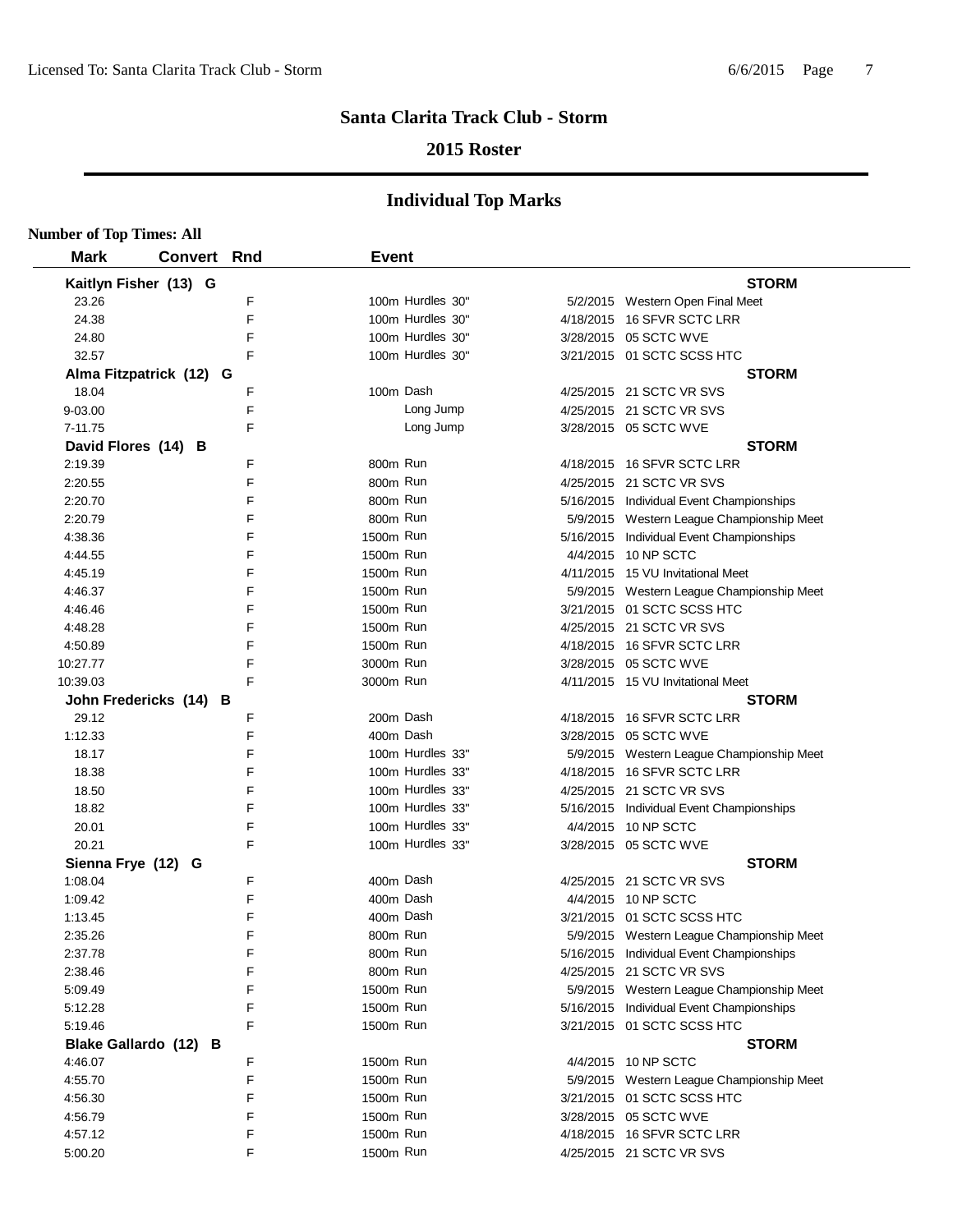# Santa Clarita Track Club - Storm

## 2015 Roster

## Individual Top Marks

**Number of Top Times: All**

| Mark | Convert | Rnd | Event | Date | Meet |
|---|---|---|---|---|---|
| **Kaitlyn Fisher (13) G** | | | | | **STORM** |
| 23.26 | | F | 100m Hurdles 30" | 5/2/2015 | Western Open Final Meet |
| 24.38 | | F | 100m Hurdles 30" | 4/18/2015 | 16 SFVR SCTC LRR |
| 24.80 | | F | 100m Hurdles 30" | 3/28/2015 | 05 SCTC WVE |
| 32.57 | | F | 100m Hurdles 30" | 3/21/2015 | 01 SCTC SCSS HTC |
| **Alma Fitzpatrick (12) G** | | | | | **STORM** |
| 18.04 | | F | 100m Dash | 4/25/2015 | 21 SCTC VR SVS |
| 9-03.00 | | F | Long Jump | 4/25/2015 | 21 SCTC VR SVS |
| 7-11.75 | | F | Long Jump | 3/28/2015 | 05 SCTC WVE |
| **David Flores (14) B** | | | | | **STORM** |
| 2:19.39 | | F | 800m Run | 4/18/2015 | 16 SFVR SCTC LRR |
| 2:20.55 | | F | 800m Run | 4/25/2015 | 21 SCTC VR SVS |
| 2:20.70 | | F | 800m Run | 5/16/2015 | Individual Event Championships |
| 2:20.79 | | F | 800m Run | 5/9/2015 | Western League Championship Meet |
| 4:38.36 | | F | 1500m Run | 5/16/2015 | Individual Event Championships |
| 4:44.55 | | F | 1500m Run | 4/4/2015 | 10 NP SCTC |
| 4:45.19 | | F | 1500m Run | 4/11/2015 | 15 VU Invitational Meet |
| 4:46.37 | | F | 1500m Run | 5/9/2015 | Western League Championship Meet |
| 4:46.46 | | F | 1500m Run | 3/21/2015 | 01 SCTC SCSS HTC |
| 4:48.28 | | F | 1500m Run | 4/25/2015 | 21 SCTC VR SVS |
| 4:50.89 | | F | 1500m Run | 4/18/2015 | 16 SFVR SCTC LRR |
| 10:27.77 | | F | 3000m Run | 3/28/2015 | 05 SCTC WVE |
| 10:39.03 | | F | 3000m Run | 4/11/2015 | 15 VU Invitational Meet |
| **John Fredericks (14) B** | | | | | **STORM** |
| 29.12 | | F | 200m Dash | 4/18/2015 | 16 SFVR SCTC LRR |
| 1:12.33 | | F | 400m Dash | 3/28/2015 | 05 SCTC WVE |
| 18.17 | | F | 100m Hurdles 33" | 5/9/2015 | Western League Championship Meet |
| 18.38 | | F | 100m Hurdles 33" | 4/18/2015 | 16 SFVR SCTC LRR |
| 18.50 | | F | 100m Hurdles 33" | 4/25/2015 | 21 SCTC VR SVS |
| 18.82 | | F | 100m Hurdles 33" | 5/16/2015 | Individual Event Championships |
| 20.01 | | F | 100m Hurdles 33" | 4/4/2015 | 10 NP SCTC |
| 20.21 | | F | 100m Hurdles 33" | 3/28/2015 | 05 SCTC WVE |
| **Sienna Frye (12) G** | | | | | **STORM** |
| 1:08.04 | | F | 400m Dash | 4/25/2015 | 21 SCTC VR SVS |
| 1:09.42 | | F | 400m Dash | 4/4/2015 | 10 NP SCTC |
| 1:13.45 | | F | 400m Dash | 3/21/2015 | 01 SCTC SCSS HTC |
| 2:35.26 | | F | 800m Run | 5/9/2015 | Western League Championship Meet |
| 2:37.78 | | F | 800m Run | 5/16/2015 | Individual Event Championships |
| 2:38.46 | | F | 800m Run | 4/25/2015 | 21 SCTC VR SVS |
| 5:09.49 | | F | 1500m Run | 5/9/2015 | Western League Championship Meet |
| 5:12.28 | | F | 1500m Run | 5/16/2015 | Individual Event Championships |
| 5:19.46 | | F | 1500m Run | 3/21/2015 | 01 SCTC SCSS HTC |
| **Blake Gallardo (12) B** | | | | | **STORM** |
| 4:46.07 | | F | 1500m Run | 4/4/2015 | 10 NP SCTC |
| 4:55.70 | | F | 1500m Run | 5/9/2015 | Western League Championship Meet |
| 4:56.30 | | F | 1500m Run | 3/21/2015 | 01 SCTC SCSS HTC |
| 4:56.79 | | F | 1500m Run | 3/28/2015 | 05 SCTC WVE |
| 4:57.12 | | F | 1500m Run | 4/18/2015 | 16 SFVR SCTC LRR |
| 5:00.20 | | F | 1500m Run | 4/25/2015 | 21 SCTC VR SVS |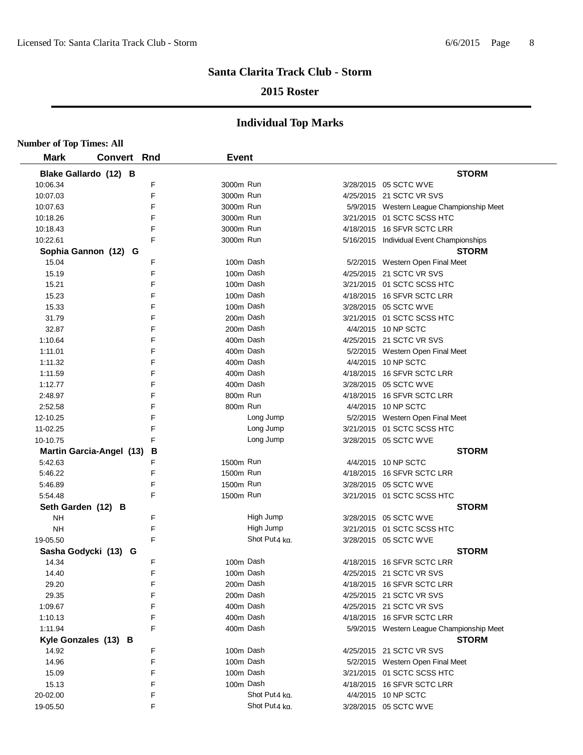## Santa Clarita Track Club - Storm

### 2015 Roster

## Individual Top Marks

**Number of Top Times: All**

| Mark | Convert | Rnd | Event | Date | Meet |
|---|---|---|---|---|---|
| **Blake Gallardo (12) B** | | | | | **STORM** |
| 10:06.34 | | F | 3000m Run | 3/28/2015 | 05 SCTC WVE |
| 10:07.03 | | F | 3000m Run | 4/25/2015 | 21 SCTC VR SVS |
| 10:07.63 | | F | 3000m Run | 5/9/2015 | Western League Championship Meet |
| 10:18.26 | | F | 3000m Run | 3/21/2015 | 01 SCTC SCSS HTC |
| 10:18.43 | | F | 3000m Run | 4/18/2015 | 16 SFVR SCTC LRR |
| 10:22.61 | | F | 3000m Run | 5/16/2015 | Individual Event Championships |
| **Sophia Gannon (12) G** | | | | | **STORM** |
| 15.04 | | F | 100m Dash | 5/2/2015 | Western Open Final Meet |
| 15.19 | | F | 100m Dash | 4/25/2015 | 21 SCTC VR SVS |
| 15.21 | | F | 100m Dash | 3/21/2015 | 01 SCTC SCSS HTC |
| 15.23 | | F | 100m Dash | 4/18/2015 | 16 SFVR SCTC LRR |
| 15.33 | | F | 100m Dash | 3/28/2015 | 05 SCTC WVE |
| 31.79 | | F | 200m Dash | 3/21/2015 | 01 SCTC SCSS HTC |
| 32.87 | | F | 200m Dash | 4/4/2015 | 10 NP SCTC |
| 1:10.64 | | F | 400m Dash | 4/25/2015 | 21 SCTC VR SVS |
| 1:11.01 | | F | 400m Dash | 5/2/2015 | Western Open Final Meet |
| 1:11.32 | | F | 400m Dash | 4/4/2015 | 10 NP SCTC |
| 1:11.59 | | F | 400m Dash | 4/18/2015 | 16 SFVR SCTC LRR |
| 1:12.77 | | F | 400m Dash | 3/28/2015 | 05 SCTC WVE |
| 2:48.97 | | F | 800m Run | 4/18/2015 | 16 SFVR SCTC LRR |
| 2:52.58 | | F | 800m Run | 4/4/2015 | 10 NP SCTC |
| 12-10.25 | | F | Long Jump | 5/2/2015 | Western Open Final Meet |
| 11-02.25 | | F | Long Jump | 3/21/2015 | 01 SCTC SCSS HTC |
| 10-10.75 | | F | Long Jump | 3/28/2015 | 05 SCTC WVE |
| **Martin Garcia-Angel (13) B** | | | | | **STORM** |
| 5:42.63 | | F | 1500m Run | 4/4/2015 | 10 NP SCTC |
| 5:46.22 | | F | 1500m Run | 4/18/2015 | 16 SFVR SCTC LRR |
| 5:46.89 | | F | 1500m Run | 3/28/2015 | 05 SCTC WVE |
| 5:54.48 | | F | 1500m Run | 3/21/2015 | 01 SCTC SCSS HTC |
| **Seth Garden (12) B** | | | | | **STORM** |
| NH | | F | High Jump | 3/28/2015 | 05 SCTC WVE |
| NH | | F | High Jump | 3/21/2015 | 01 SCTC SCSS HTC |
| 19-05.50 | | F | Shot Put 4 kg. | 3/28/2015 | 05 SCTC WVE |
| **Sasha Godycki (13) G** | | | | | **STORM** |
| 14.34 | | F | 100m Dash | 4/18/2015 | 16 SFVR SCTC LRR |
| 14.40 | | F | 100m Dash | 4/25/2015 | 21 SCTC VR SVS |
| 29.20 | | F | 200m Dash | 4/18/2015 | 16 SFVR SCTC LRR |
| 29.35 | | F | 200m Dash | 4/25/2015 | 21 SCTC VR SVS |
| 1:09.67 | | F | 400m Dash | 4/25/2015 | 21 SCTC VR SVS |
| 1:10.13 | | F | 400m Dash | 4/18/2015 | 16 SFVR SCTC LRR |
| 1:11.94 | | F | 400m Dash | 5/9/2015 | Western League Championship Meet |
| **Kyle Gonzales (13) B** | | | | | **STORM** |
| 14.92 | | F | 100m Dash | 4/25/2015 | 21 SCTC VR SVS |
| 14.96 | | F | 100m Dash | 5/2/2015 | Western Open Final Meet |
| 15.09 | | F | 100m Dash | 3/21/2015 | 01 SCTC SCSS HTC |
| 15.13 | | F | 100m Dash | 4/18/2015 | 16 SFVR SCTC LRR |
| 20-02.00 | | F | Shot Put 4 kg. | 4/4/2015 | 10 NP SCTC |
| 19-05.50 | | F | Shot Put 4 kg. | 3/28/2015 | 05 SCTC WVE |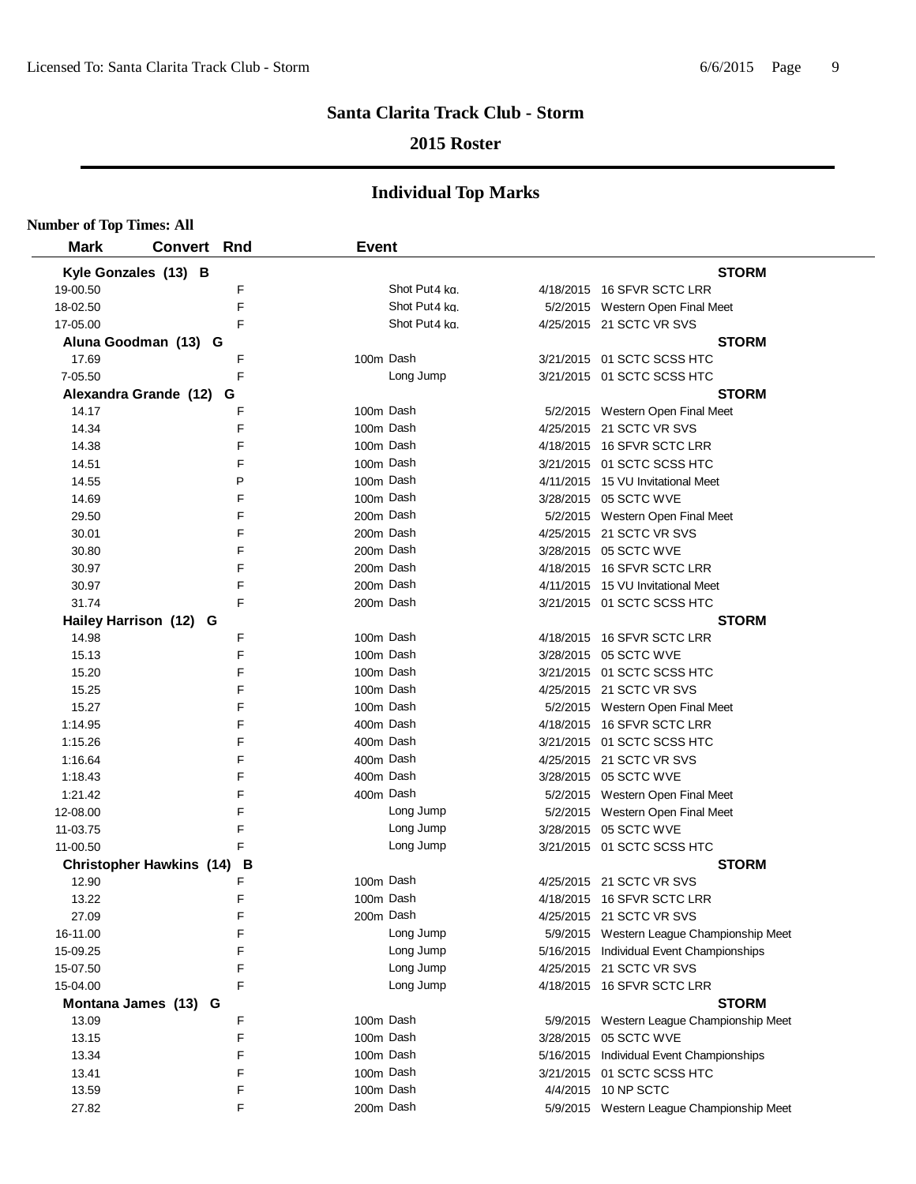# Santa Clarita Track Club - Storm

## 2015 Roster

## Individual Top Marks

**Number of Top Times: All**

| Mark | Convert | Rnd | Event | Date | Meet |
|---|---|---|---|---|---|
| **Kyle Gonzales (13) B** | | | | | **STORM** |
| 19-00.50 | | F | Shot Put4 kg. | 4/18/2015 | 16 SFVR SCTC LRR |
| 18-02.50 | | F | Shot Put4 kg. | 5/2/2015 | Western Open Final Meet |
| 17-05.00 | | F | Shot Put4 kg. | 4/25/2015 | 21 SCTC VR SVS |
| **Aluna Goodman (13) G** | | | | | **STORM** |
| 17.69 | | F | 100m Dash | 3/21/2015 | 01 SCTC SCSS HTC |
| 7-05.50 | | F | Long Jump | 3/21/2015 | 01 SCTC SCSS HTC |
| **Alexandra Grande (12) G** | | | | | **STORM** |
| 14.17 | | F | 100m Dash | 5/2/2015 | Western Open Final Meet |
| 14.34 | | F | 100m Dash | 4/25/2015 | 21 SCTC VR SVS |
| 14.38 | | F | 100m Dash | 4/18/2015 | 16 SFVR SCTC LRR |
| 14.51 | | F | 100m Dash | 3/21/2015 | 01 SCTC SCSS HTC |
| 14.55 | | P | 100m Dash | 4/11/2015 | 15 VU Invitational Meet |
| 14.69 | | F | 100m Dash | 3/28/2015 | 05 SCTC WVE |
| 29.50 | | F | 200m Dash | 5/2/2015 | Western Open Final Meet |
| 30.01 | | F | 200m Dash | 4/25/2015 | 21 SCTC VR SVS |
| 30.80 | | F | 200m Dash | 3/28/2015 | 05 SCTC WVE |
| 30.97 | | F | 200m Dash | 4/18/2015 | 16 SFVR SCTC LRR |
| 30.97 | | F | 200m Dash | 4/11/2015 | 15 VU Invitational Meet |
| 31.74 | | F | 200m Dash | 3/21/2015 | 01 SCTC SCSS HTC |
| **Hailey Harrison (12) G** | | | | | **STORM** |
| 14.98 | | F | 100m Dash | 4/18/2015 | 16 SFVR SCTC LRR |
| 15.13 | | F | 100m Dash | 3/28/2015 | 05 SCTC WVE |
| 15.20 | | F | 100m Dash | 3/21/2015 | 01 SCTC SCSS HTC |
| 15.25 | | F | 100m Dash | 4/25/2015 | 21 SCTC VR SVS |
| 15.27 | | F | 100m Dash | 5/2/2015 | Western Open Final Meet |
| 1:14.95 | | F | 400m Dash | 4/18/2015 | 16 SFVR SCTC LRR |
| 1:15.26 | | F | 400m Dash | 3/21/2015 | 01 SCTC SCSS HTC |
| 1:16.64 | | F | 400m Dash | 4/25/2015 | 21 SCTC VR SVS |
| 1:18.43 | | F | 400m Dash | 3/28/2015 | 05 SCTC WVE |
| 1:21.42 | | F | 400m Dash | 5/2/2015 | Western Open Final Meet |
| 12-08.00 | | F | Long Jump | 5/2/2015 | Western Open Final Meet |
| 11-03.75 | | F | Long Jump | 3/28/2015 | 05 SCTC WVE |
| 11-00.50 | | F | Long Jump | 3/21/2015 | 01 SCTC SCSS HTC |
| **Christopher Hawkins (14) B** | | | | | **STORM** |
| 12.90 | | F | 100m Dash | 4/25/2015 | 21 SCTC VR SVS |
| 13.22 | | F | 100m Dash | 4/18/2015 | 16 SFVR SCTC LRR |
| 27.09 | | F | 200m Dash | 4/25/2015 | 21 SCTC VR SVS |
| 16-11.00 | | F | Long Jump | 5/9/2015 | Western League Championship Meet |
| 15-09.25 | | F | Long Jump | 5/16/2015 | Individual Event Championships |
| 15-07.50 | | F | Long Jump | 4/25/2015 | 21 SCTC VR SVS |
| 15-04.00 | | F | Long Jump | 4/18/2015 | 16 SFVR SCTC LRR |
| **Montana James (13) G** | | | | | **STORM** |
| 13.09 | | F | 100m Dash | 5/9/2015 | Western League Championship Meet |
| 13.15 | | F | 100m Dash | 3/28/2015 | 05 SCTC WVE |
| 13.34 | | F | 100m Dash | 5/16/2015 | Individual Event Championships |
| 13.41 | | F | 100m Dash | 3/21/2015 | 01 SCTC SCSS HTC |
| 13.59 | | F | 100m Dash | 4/4/2015 | 10 NP SCTC |
| 27.82 | | F | 200m Dash | 5/9/2015 | Western League Championship Meet |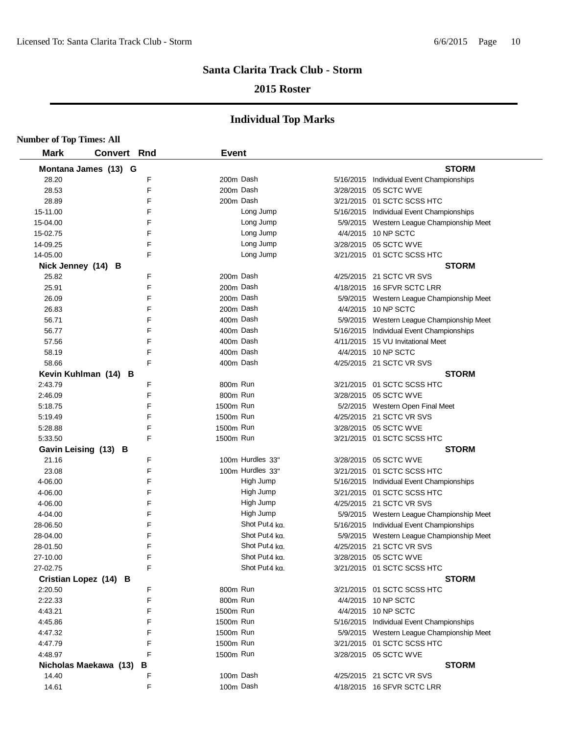## Santa Clarita Track Club - Storm

### 2015 Roster

### Individual Top Marks

**Number of Top Times: All**

| Mark | Convert | Rnd | Event | | Date | Meet |
|---|---|---|---|---|---|---|
| **Montana James (13) G** | | | | | | **STORM** |
| 28.20 | | F | 200m | Dash | 5/16/2015 | Individual Event Championships |
| 28.53 | | F | 200m | Dash | 3/28/2015 | 05 SCTC WVE |
| 28.89 | | F | 200m | Dash | 3/21/2015 | 01 SCTC SCSS HTC |
| 15-11.00 | | F | | Long Jump | 5/16/2015 | Individual Event Championships |
| 15-04.00 | | F | | Long Jump | 5/9/2015 | Western League Championship Meet |
| 15-02.75 | | F | | Long Jump | 4/4/2015 | 10 NP SCTC |
| 14-09.25 | | F | | Long Jump | 3/28/2015 | 05 SCTC WVE |
| 14-05.00 | | F | | Long Jump | 3/21/2015 | 01 SCTC SCSS HTC |
| **Nick Jenney (14) B** | | | | | | **STORM** |
| 25.82 | | F | 200m | Dash | 4/25/2015 | 21 SCTC VR SVS |
| 25.91 | | F | 200m | Dash | 4/18/2015 | 16 SFVR SCTC LRR |
| 26.09 | | F | 200m | Dash | 5/9/2015 | Western League Championship Meet |
| 26.83 | | F | 200m | Dash | 4/4/2015 | 10 NP SCTC |
| 56.71 | | F | 400m | Dash | 5/9/2015 | Western League Championship Meet |
| 56.77 | | F | 400m | Dash | 5/16/2015 | Individual Event Championships |
| 57.56 | | F | 400m | Dash | 4/11/2015 | 15 VU Invitational Meet |
| 58.19 | | F | 400m | Dash | 4/4/2015 | 10 NP SCTC |
| 58.66 | | F | 400m | Dash | 4/25/2015 | 21 SCTC VR SVS |
| **Kevin Kuhlman (14) B** | | | | | | **STORM** |
| 2:43.79 | | F | 800m | Run | 3/21/2015 | 01 SCTC SCSS HTC |
| 2:46.09 | | F | 800m | Run | 3/28/2015 | 05 SCTC WVE |
| 5:18.75 | | F | 1500m | Run | 5/2/2015 | Western Open Final Meet |
| 5:19.49 | | F | 1500m | Run | 4/25/2015 | 21 SCTC VR SVS |
| 5:28.88 | | F | 1500m | Run | 3/28/2015 | 05 SCTC WVE |
| 5:33.50 | | F | 1500m | Run | 3/21/2015 | 01 SCTC SCSS HTC |
| **Gavin Leising (13) B** | | | | | | **STORM** |
| 21.16 | | F | 100m | Hurdles 33" | 3/28/2015 | 05 SCTC WVE |
| 23.08 | | F | 100m | Hurdles 33" | 3/21/2015 | 01 SCTC SCSS HTC |
| 4-06.00 | | F | | High Jump | 5/16/2015 | Individual Event Championships |
| 4-06.00 | | F | | High Jump | 3/21/2015 | 01 SCTC SCSS HTC |
| 4-06.00 | | F | | High Jump | 4/25/2015 | 21 SCTC VR SVS |
| 4-04.00 | | F | | High Jump | 5/9/2015 | Western League Championship Meet |
| 28-06.50 | | F | | Shot Put 4 kg. | 5/16/2015 | Individual Event Championships |
| 28-04.00 | | F | | Shot Put 4 kg. | 5/9/2015 | Western League Championship Meet |
| 28-01.50 | | F | | Shot Put 4 kg. | 4/25/2015 | 21 SCTC VR SVS |
| 27-10.00 | | F | | Shot Put 4 kg. | 3/28/2015 | 05 SCTC WVE |
| 27-02.75 | | F | | Shot Put 4 kg. | 3/21/2015 | 01 SCTC SCSS HTC |
| **Cristian Lopez (14) B** | | | | | | **STORM** |
| 2:20.50 | | F | 800m | Run | 3/21/2015 | 01 SCTC SCSS HTC |
| 2:22.33 | | F | 800m | Run | 4/4/2015 | 10 NP SCTC |
| 4:43.21 | | F | 1500m | Run | 4/4/2015 | 10 NP SCTC |
| 4:45.86 | | F | 1500m | Run | 5/16/2015 | Individual Event Championships |
| 4:47.32 | | F | 1500m | Run | 5/9/2015 | Western League Championship Meet |
| 4:47.79 | | F | 1500m | Run | 3/21/2015 | 01 SCTC SCSS HTC |
| 4:48.97 | | F | 1500m | Run | 3/28/2015 | 05 SCTC WVE |
| **Nicholas Maekawa (13) B** | | | | | | **STORM** |
| 14.40 | | F | 100m | Dash | 4/25/2015 | 21 SCTC VR SVS |
| 14.61 | | F | 100m | Dash | 4/18/2015 | 16 SFVR SCTC LRR |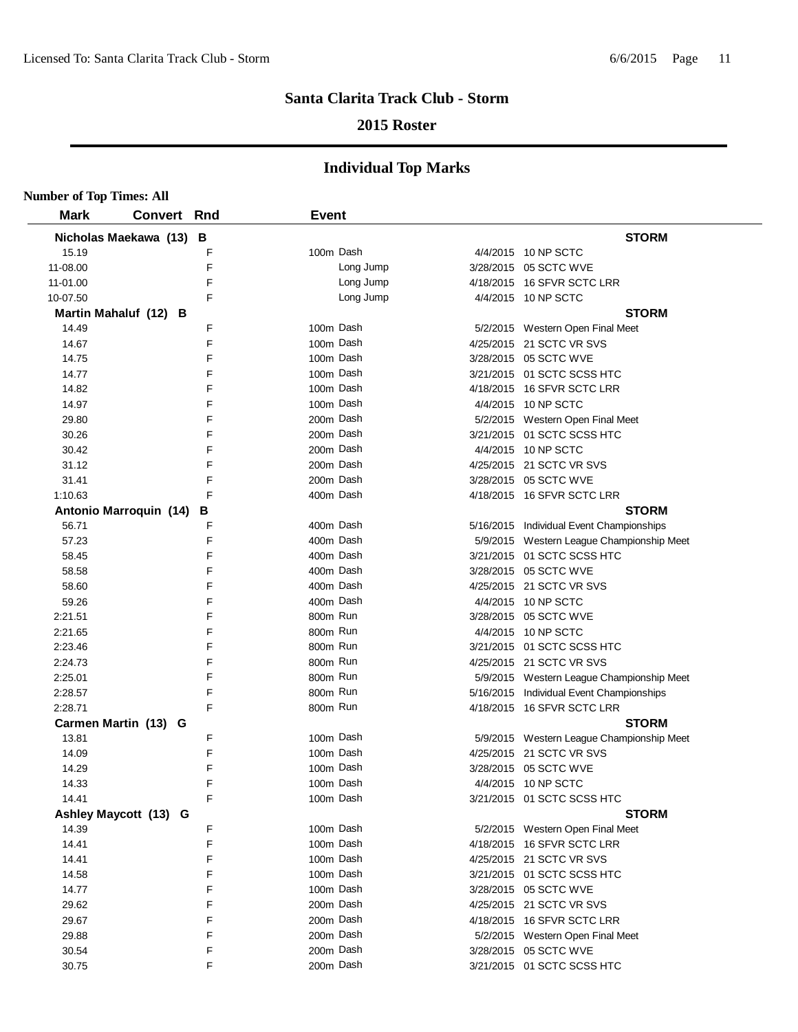## Santa Clarita Track Club - Storm

### 2015 Roster

## Individual Top Marks

**Number of Top Times: All**

| Mark | Convert | Rnd | Event | Date | Meet |
|---|---|---|---|---|---|
| **Nicholas Maekawa (13) B** | | | | | **STORM** |
| 15.19 | | F | 100m Dash | 4/4/2015 | 10 NP SCTC |
| 11-08.00 | | F | Long Jump | 3/28/2015 | 05 SCTC WVE |
| 11-01.00 | | F | Long Jump | 4/18/2015 | 16 SFVR SCTC LRR |
| 10-07.50 | | F | Long Jump | 4/4/2015 | 10 NP SCTC |
| **Martin Mahaluf (12) B** | | | | | **STORM** |
| 14.49 | | F | 100m Dash | 5/2/2015 | Western Open Final Meet |
| 14.67 | | F | 100m Dash | 4/25/2015 | 21 SCTC VR SVS |
| 14.75 | | F | 100m Dash | 3/28/2015 | 05 SCTC WVE |
| 14.77 | | F | 100m Dash | 3/21/2015 | 01 SCTC SCSS HTC |
| 14.82 | | F | 100m Dash | 4/18/2015 | 16 SFVR SCTC LRR |
| 14.97 | | F | 100m Dash | 4/4/2015 | 10 NP SCTC |
| 29.80 | | F | 200m Dash | 5/2/2015 | Western Open Final Meet |
| 30.26 | | F | 200m Dash | 3/21/2015 | 01 SCTC SCSS HTC |
| 30.42 | | F | 200m Dash | 4/4/2015 | 10 NP SCTC |
| 31.12 | | F | 200m Dash | 4/25/2015 | 21 SCTC VR SVS |
| 31.41 | | F | 200m Dash | 3/28/2015 | 05 SCTC WVE |
| 1:10.63 | | F | 400m Dash | 4/18/2015 | 16 SFVR SCTC LRR |
| **Antonio Marroquin (14) B** | | | | | **STORM** |
| 56.71 | | F | 400m Dash | 5/16/2015 | Individual Event Championships |
| 57.23 | | F | 400m Dash | 5/9/2015 | Western League Championship Meet |
| 58.45 | | F | 400m Dash | 3/21/2015 | 01 SCTC SCSS HTC |
| 58.58 | | F | 400m Dash | 3/28/2015 | 05 SCTC WVE |
| 58.60 | | F | 400m Dash | 4/25/2015 | 21 SCTC VR SVS |
| 59.26 | | F | 400m Dash | 4/4/2015 | 10 NP SCTC |
| 2:21.51 | | F | 800m Run | 3/28/2015 | 05 SCTC WVE |
| 2:21.65 | | F | 800m Run | 4/4/2015 | 10 NP SCTC |
| 2:23.46 | | F | 800m Run | 3/21/2015 | 01 SCTC SCSS HTC |
| 2:24.73 | | F | 800m Run | 4/25/2015 | 21 SCTC VR SVS |
| 2:25.01 | | F | 800m Run | 5/9/2015 | Western League Championship Meet |
| 2:28.57 | | F | 800m Run | 5/16/2015 | Individual Event Championships |
| 2:28.71 | | F | 800m Run | 4/18/2015 | 16 SFVR SCTC LRR |
| **Carmen Martin (13) G** | | | | | **STORM** |
| 13.81 | | F | 100m Dash | 5/9/2015 | Western League Championship Meet |
| 14.09 | | F | 100m Dash | 4/25/2015 | 21 SCTC VR SVS |
| 14.29 | | F | 100m Dash | 3/28/2015 | 05 SCTC WVE |
| 14.33 | | F | 100m Dash | 4/4/2015 | 10 NP SCTC |
| 14.41 | | F | 100m Dash | 3/21/2015 | 01 SCTC SCSS HTC |
| **Ashley Maycott (13) G** | | | | | **STORM** |
| 14.39 | | F | 100m Dash | 5/2/2015 | Western Open Final Meet |
| 14.41 | | F | 100m Dash | 4/18/2015 | 16 SFVR SCTC LRR |
| 14.41 | | F | 100m Dash | 4/25/2015 | 21 SCTC VR SVS |
| 14.58 | | F | 100m Dash | 3/21/2015 | 01 SCTC SCSS HTC |
| 14.77 | | F | 100m Dash | 3/28/2015 | 05 SCTC WVE |
| 29.62 | | F | 200m Dash | 4/25/2015 | 21 SCTC VR SVS |
| 29.67 | | F | 200m Dash | 4/18/2015 | 16 SFVR SCTC LRR |
| 29.88 | | F | 200m Dash | 5/2/2015 | Western Open Final Meet |
| 30.54 | | F | 200m Dash | 3/28/2015 | 05 SCTC WVE |
| 30.75 | | F | 200m Dash | 3/21/2015 | 01 SCTC SCSS HTC |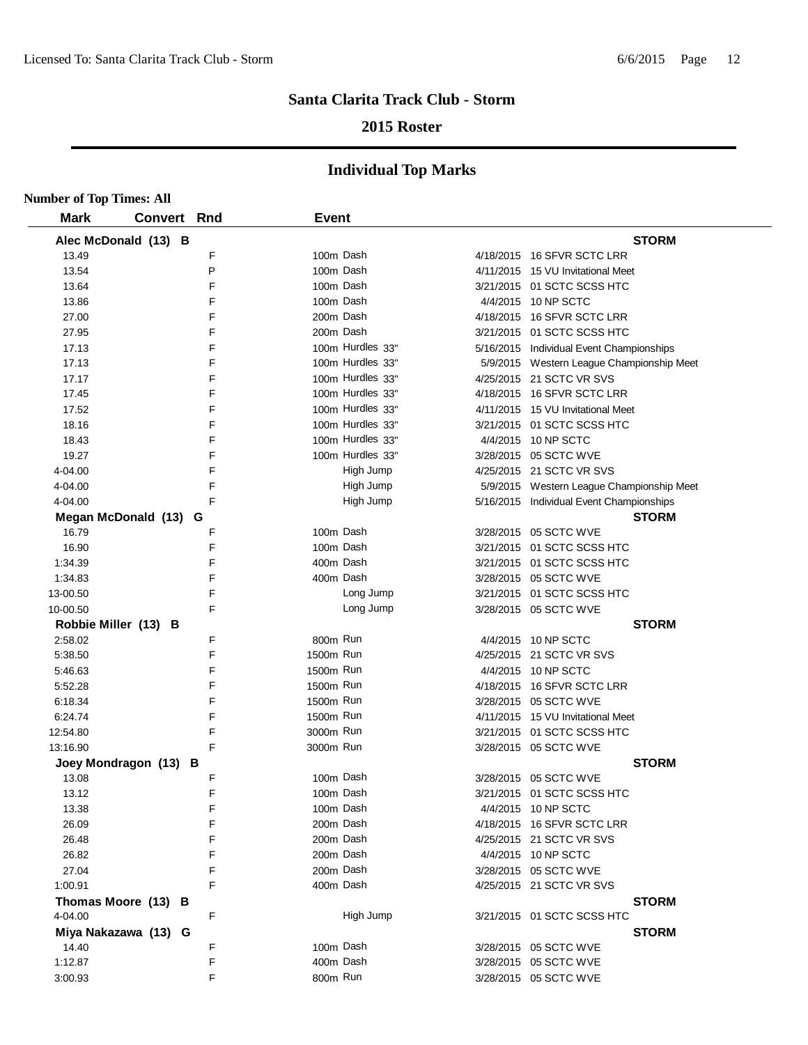## Santa Clarita Track Club - Storm

### 2015 Roster

## Individual Top Marks

**Number of Top Times: All**

| Mark | Convert | Rnd | Event | Date | Meet |
|---|---|---|---|---|---|
| **Alec McDonald (13) B** | | | | | **STORM** |
| 13.49 | | F | 100m Dash | 4/18/2015 | 16 SFVR SCTC LRR |
| 13.54 | | P | 100m Dash | 4/11/2015 | 15 VU Invitational Meet |
| 13.64 | | F | 100m Dash | 3/21/2015 | 01 SCTC SCSS HTC |
| 13.86 | | F | 100m Dash | 4/4/2015 | 10 NP SCTC |
| 27.00 | | F | 200m Dash | 4/18/2015 | 16 SFVR SCTC LRR |
| 27.95 | | F | 200m Dash | 3/21/2015 | 01 SCTC SCSS HTC |
| 17.13 | | F | 100m Hurdles 33" | 5/16/2015 | Individual Event Championships |
| 17.13 | | F | 100m Hurdles 33" | 5/9/2015 | Western League Championship Meet |
| 17.17 | | F | 100m Hurdles 33" | 4/25/2015 | 21 SCTC VR SVS |
| 17.45 | | F | 100m Hurdles 33" | 4/18/2015 | 16 SFVR SCTC LRR |
| 17.52 | | F | 100m Hurdles 33" | 4/11/2015 | 15 VU Invitational Meet |
| 18.16 | | F | 100m Hurdles 33" | 3/21/2015 | 01 SCTC SCSS HTC |
| 18.43 | | F | 100m Hurdles 33" | 4/4/2015 | 10 NP SCTC |
| 19.27 | | F | 100m Hurdles 33" | 3/28/2015 | 05 SCTC WVE |
| 4-04.00 | | F | High Jump | 4/25/2015 | 21 SCTC VR SVS |
| 4-04.00 | | F | High Jump | 5/9/2015 | Western League Championship Meet |
| 4-04.00 | | F | High Jump | 5/16/2015 | Individual Event Championships |
| **Megan McDonald (13) G** | | | | | **STORM** |
| 16.79 | | F | 100m Dash | 3/28/2015 | 05 SCTC WVE |
| 16.90 | | F | 100m Dash | 3/21/2015 | 01 SCTC SCSS HTC |
| 1:34.39 | | F | 400m Dash | 3/21/2015 | 01 SCTC SCSS HTC |
| 1:34.83 | | F | 400m Dash | 3/28/2015 | 05 SCTC WVE |
| 13-00.50 | | F | Long Jump | 3/21/2015 | 01 SCTC SCSS HTC |
| 10-00.50 | | F | Long Jump | 3/28/2015 | 05 SCTC WVE |
| **Robbie Miller (13) B** | | | | | **STORM** |
| 2:58.02 | | F | 800m Run | 4/4/2015 | 10 NP SCTC |
| 5:38.50 | | F | 1500m Run | 4/25/2015 | 21 SCTC VR SVS |
| 5:46.63 | | F | 1500m Run | 4/4/2015 | 10 NP SCTC |
| 5:52.28 | | F | 1500m Run | 4/18/2015 | 16 SFVR SCTC LRR |
| 6:18.34 | | F | 1500m Run | 3/28/2015 | 05 SCTC WVE |
| 6:24.74 | | F | 1500m Run | 4/11/2015 | 15 VU Invitational Meet |
| 12:54.80 | | F | 3000m Run | 3/21/2015 | 01 SCTC SCSS HTC |
| 13:16.90 | | F | 3000m Run | 3/28/2015 | 05 SCTC WVE |
| **Joey Mondragon (13) B** | | | | | **STORM** |
| 13.08 | | F | 100m Dash | 3/28/2015 | 05 SCTC WVE |
| 13.12 | | F | 100m Dash | 3/21/2015 | 01 SCTC SCSS HTC |
| 13.38 | | F | 100m Dash | 4/4/2015 | 10 NP SCTC |
| 26.09 | | F | 200m Dash | 4/18/2015 | 16 SFVR SCTC LRR |
| 26.48 | | F | 200m Dash | 4/25/2015 | 21 SCTC VR SVS |
| 26.82 | | F | 200m Dash | 4/4/2015 | 10 NP SCTC |
| 27.04 | | F | 200m Dash | 3/28/2015 | 05 SCTC WVE |
| 1:00.91 | | F | 400m Dash | 4/25/2015 | 21 SCTC VR SVS |
| **Thomas Moore (13) B** | | | | | **STORM** |
| 4-04.00 | | F | High Jump | 3/21/2015 | 01 SCTC SCSS HTC |
| **Miya Nakazawa (13) G** | | | | | **STORM** |
| 14.40 | | F | 100m Dash | 3/28/2015 | 05 SCTC WVE |
| 1:12.87 | | F | 400m Dash | 3/28/2015 | 05 SCTC WVE |
| 3:00.93 | | F | 800m Run | 3/28/2015 | 05 SCTC WVE |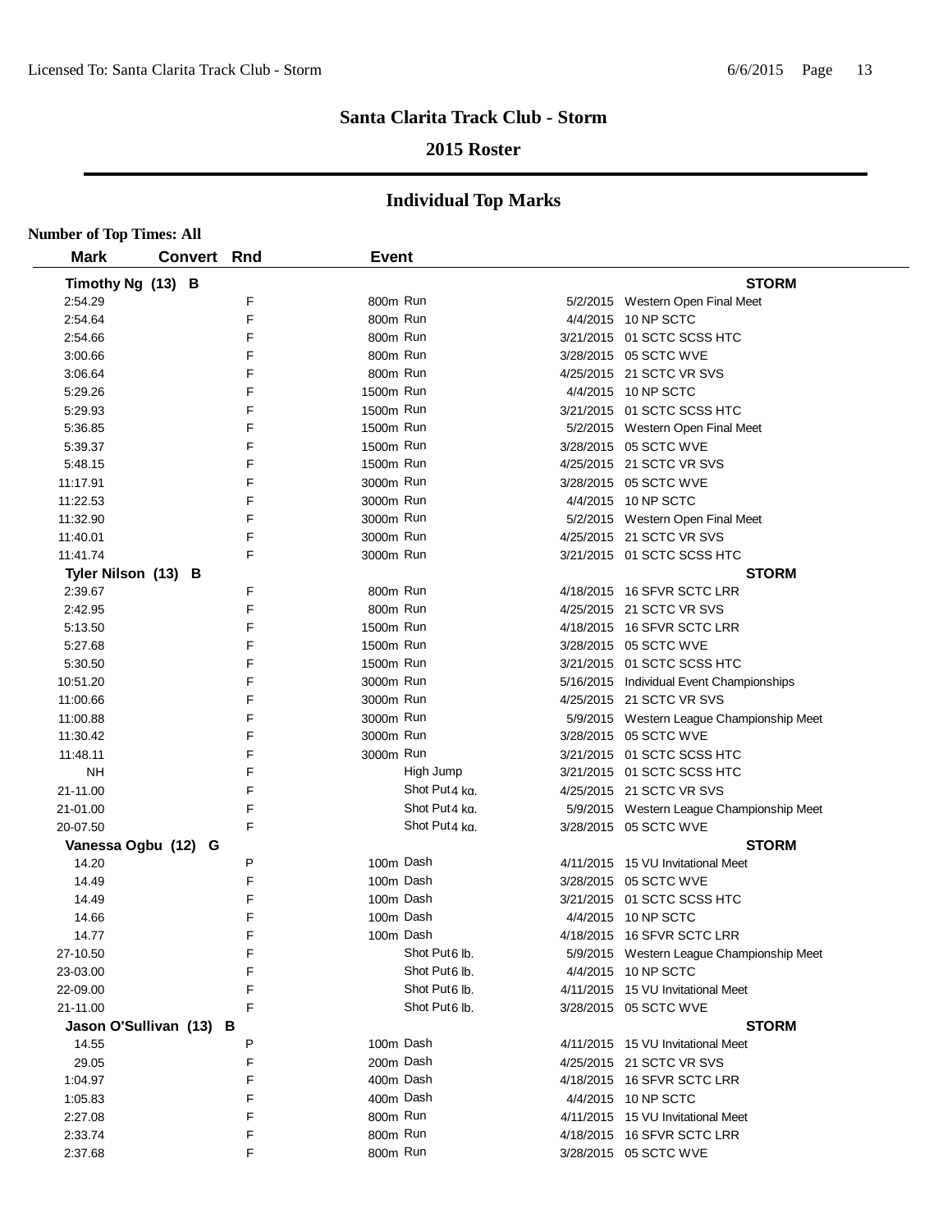# Santa Clarita Track Club - Storm

## 2015 Roster

## Individual Top Marks

**Number of Top Times: All**

| Mark | Convert | Rnd | Event | | Date | Meet |
|---|---|---|---|---|---|---|
| **Timothy Ng (13) B** | | | | | | **STORM** |
| 2:54.29 | | F | 800m Run | | 5/2/2015 | Western Open Final Meet |
| 2:54.64 | | F | 800m Run | | 4/4/2015 | 10 NP SCTC |
| 2:54.66 | | F | 800m Run | | 3/21/2015 | 01 SCTC SCSS HTC |
| 3:00.66 | | F | 800m Run | | 3/28/2015 | 05 SCTC WVE |
| 3:06.64 | | F | 800m Run | | 4/25/2015 | 21 SCTC VR SVS |
| 5:29.26 | | F | 1500m Run | | 4/4/2015 | 10 NP SCTC |
| 5:29.93 | | F | 1500m Run | | 3/21/2015 | 01 SCTC SCSS HTC |
| 5:36.85 | | F | 1500m Run | | 5/2/2015 | Western Open Final Meet |
| 5:39.37 | | F | 1500m Run | | 3/28/2015 | 05 SCTC WVE |
| 5:48.15 | | F | 1500m Run | | 4/25/2015 | 21 SCTC VR SVS |
| 11:17.91 | | F | 3000m Run | | 3/28/2015 | 05 SCTC WVE |
| 11:22.53 | | F | 3000m Run | | 4/4/2015 | 10 NP SCTC |
| 11:32.90 | | F | 3000m Run | | 5/2/2015 | Western Open Final Meet |
| 11:40.01 | | F | 3000m Run | | 4/25/2015 | 21 SCTC VR SVS |
| 11:41.74 | | F | 3000m Run | | 3/21/2015 | 01 SCTC SCSS HTC |
| **Tyler Nilson (13) B** | | | | | | **STORM** |
| 2:39.67 | | F | 800m Run | | 4/18/2015 | 16 SFVR SCTC LRR |
| 2:42.95 | | F | 800m Run | | 4/25/2015 | 21 SCTC VR SVS |
| 5:13.50 | | F | 1500m Run | | 4/18/2015 | 16 SFVR SCTC LRR |
| 5:27.68 | | F | 1500m Run | | 3/28/2015 | 05 SCTC WVE |
| 5:30.50 | | F | 1500m Run | | 3/21/2015 | 01 SCTC SCSS HTC |
| 10:51.20 | | F | 3000m Run | | 5/16/2015 | Individual Event Championships |
| 11:00.66 | | F | 3000m Run | | 4/25/2015 | 21 SCTC VR SVS |
| 11:00.88 | | F | 3000m Run | | 5/9/2015 | Western League Championship Meet |
| 11:30.42 | | F | 3000m Run | | 3/28/2015 | 05 SCTC WVE |
| 11:48.11 | | F | 3000m Run | | 3/21/2015 | 01 SCTC SCSS HTC |
| NH | | F | High Jump | | 3/21/2015 | 01 SCTC SCSS HTC |
| 21-11.00 | | F | Shot Put | 4 kg. | 4/25/2015 | 21 SCTC VR SVS |
| 21-01.00 | | F | Shot Put | 4 kg. | 5/9/2015 | Western League Championship Meet |
| 20-07.50 | | F | Shot Put | 4 kg. | 3/28/2015 | 05 SCTC WVE |
| **Vanessa Ogbu (12) G** | | | | | | **STORM** |
| 14.20 | | P | 100m Dash | | 4/11/2015 | 15 VU Invitational Meet |
| 14.49 | | F | 100m Dash | | 3/28/2015 | 05 SCTC WVE |
| 14.49 | | F | 100m Dash | | 3/21/2015 | 01 SCTC SCSS HTC |
| 14.66 | | F | 100m Dash | | 4/4/2015 | 10 NP SCTC |
| 14.77 | | F | 100m Dash | | 4/18/2015 | 16 SFVR SCTC LRR |
| 27-10.50 | | F | Shot Put | 6 lb. | 5/9/2015 | Western League Championship Meet |
| 23-03.00 | | F | Shot Put | 6 lb. | 4/4/2015 | 10 NP SCTC |
| 22-09.00 | | F | Shot Put | 6 lb. | 4/11/2015 | 15 VU Invitational Meet |
| 21-11.00 | | F | Shot Put | 6 lb. | 3/28/2015 | 05 SCTC WVE |
| **Jason O'Sullivan (13) B** | | | | | | **STORM** |
| 14.55 | | P | 100m Dash | | 4/11/2015 | 15 VU Invitational Meet |
| 29.05 | | F | 200m Dash | | 4/25/2015 | 21 SCTC VR SVS |
| 1:04.97 | | F | 400m Dash | | 4/18/2015 | 16 SFVR SCTC LRR |
| 1:05.83 | | F | 400m Dash | | 4/4/2015 | 10 NP SCTC |
| 2:27.08 | | F | 800m Run | | 4/11/2015 | 15 VU Invitational Meet |
| 2:33.74 | | F | 800m Run | | 4/18/2015 | 16 SFVR SCTC LRR |
| 2:37.68 | | F | 800m Run | | 3/28/2015 | 05 SCTC WVE |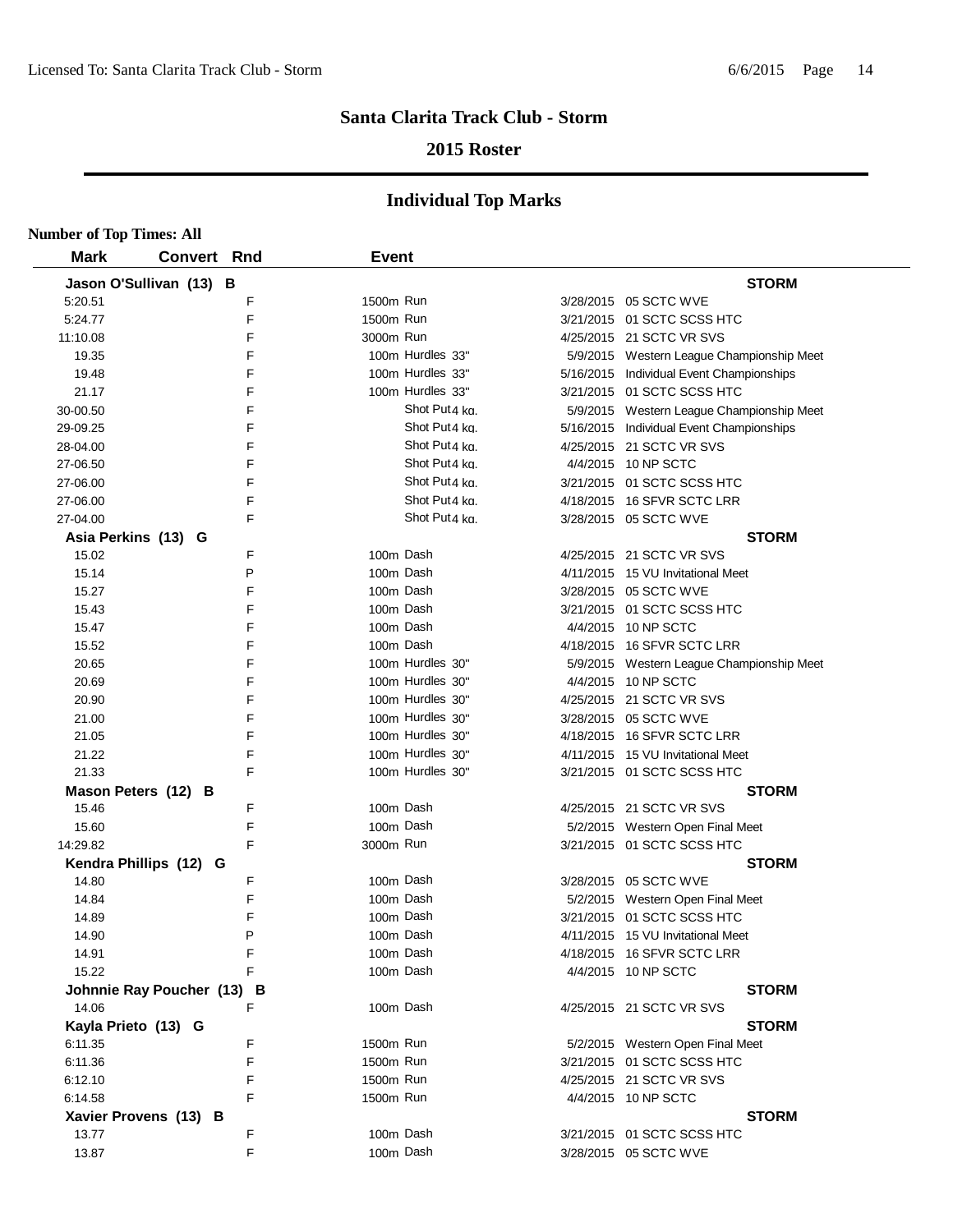# Santa Clarita Track Club - Storm

## 2015 Roster

## Individual Top Marks

**Number of Top Times: All**

| Mark | Convert | Rnd | Event | | |
|---|---|---|---|---|---|
| **Jason O'Sullivan (13) B** | | | | | **STORM** |
| 5:20.51 | | F | 1500m Run | 3/28/2015 | 05 SCTC WVE |
| 5:24.77 | | F | 1500m Run | 3/21/2015 | 01 SCTC SCSS HTC |
| 11:10.08 | | F | 3000m Run | 4/25/2015 | 21 SCTC VR SVS |
| 19.35 | | F | 100m Hurdles 33" | 5/9/2015 | Western League Championship Meet |
| 19.48 | | F | 100m Hurdles 33" | 5/16/2015 | Individual Event Championships |
| 21.17 | | F | 100m Hurdles 33" | 3/21/2015 | 01 SCTC SCSS HTC |
| 30-00.50 | | F | Shot Put 4 kg. | 5/9/2015 | Western League Championship Meet |
| 29-09.25 | | F | Shot Put 4 kg. | 5/16/2015 | Individual Event Championships |
| 28-04.00 | | F | Shot Put 4 kg. | 4/25/2015 | 21 SCTC VR SVS |
| 27-06.50 | | F | Shot Put 4 kg. | 4/4/2015 | 10 NP SCTC |
| 27-06.00 | | F | Shot Put 4 kg. | 3/21/2015 | 01 SCTC SCSS HTC |
| 27-06.00 | | F | Shot Put 4 kg. | 4/18/2015 | 16 SFVR SCTC LRR |
| 27-04.00 | | F | Shot Put 4 kg. | 3/28/2015 | 05 SCTC WVE |
| **Asia Perkins (13) G** | | | | | **STORM** |
| 15.02 | | F | 100m Dash | 4/25/2015 | 21 SCTC VR SVS |
| 15.14 | | P | 100m Dash | 4/11/2015 | 15 VU Invitational Meet |
| 15.27 | | F | 100m Dash | 3/28/2015 | 05 SCTC WVE |
| 15.43 | | F | 100m Dash | 3/21/2015 | 01 SCTC SCSS HTC |
| 15.47 | | F | 100m Dash | 4/4/2015 | 10 NP SCTC |
| 15.52 | | F | 100m Dash | 4/18/2015 | 16 SFVR SCTC LRR |
| 20.65 | | F | 100m Hurdles 30" | 5/9/2015 | Western League Championship Meet |
| 20.69 | | F | 100m Hurdles 30" | 4/4/2015 | 10 NP SCTC |
| 20.90 | | F | 100m Hurdles 30" | 4/25/2015 | 21 SCTC VR SVS |
| 21.00 | | F | 100m Hurdles 30" | 3/28/2015 | 05 SCTC WVE |
| 21.05 | | F | 100m Hurdles 30" | 4/18/2015 | 16 SFVR SCTC LRR |
| 21.22 | | F | 100m Hurdles 30" | 4/11/2015 | 15 VU Invitational Meet |
| 21.33 | | F | 100m Hurdles 30" | 3/21/2015 | 01 SCTC SCSS HTC |
| **Mason Peters (12) B** | | | | | **STORM** |
| 15.46 | | F | 100m Dash | 4/25/2015 | 21 SCTC VR SVS |
| 15.60 | | F | 100m Dash | 5/2/2015 | Western Open Final Meet |
| 14:29.82 | | F | 3000m Run | 3/21/2015 | 01 SCTC SCSS HTC |
| **Kendra Phillips (12) G** | | | | | **STORM** |
| 14.80 | | F | 100m Dash | 3/28/2015 | 05 SCTC WVE |
| 14.84 | | F | 100m Dash | 5/2/2015 | Western Open Final Meet |
| 14.89 | | F | 100m Dash | 3/21/2015 | 01 SCTC SCSS HTC |
| 14.90 | | P | 100m Dash | 4/11/2015 | 15 VU Invitational Meet |
| 14.91 | | F | 100m Dash | 4/18/2015 | 16 SFVR SCTC LRR |
| 15.22 | | F | 100m Dash | 4/4/2015 | 10 NP SCTC |
| **Johnnie Ray Poucher (13) B** | | | | | **STORM** |
| 14.06 | | F | 100m Dash | 4/25/2015 | 21 SCTC VR SVS |
| **Kayla Prieto (13) G** | | | | | **STORM** |
| 6:11.35 | | F | 1500m Run | 5/2/2015 | Western Open Final Meet |
| 6:11.36 | | F | 1500m Run | 3/21/2015 | 01 SCTC SCSS HTC |
| 6:12.10 | | F | 1500m Run | 4/25/2015 | 21 SCTC VR SVS |
| 6:14.58 | | F | 1500m Run | 4/4/2015 | 10 NP SCTC |
| **Xavier Provens (13) B** | | | | | **STORM** |
| 13.77 | | F | 100m Dash | 3/21/2015 | 01 SCTC SCSS HTC |
| 13.87 | | F | 100m Dash | 3/28/2015 | 05 SCTC WVE |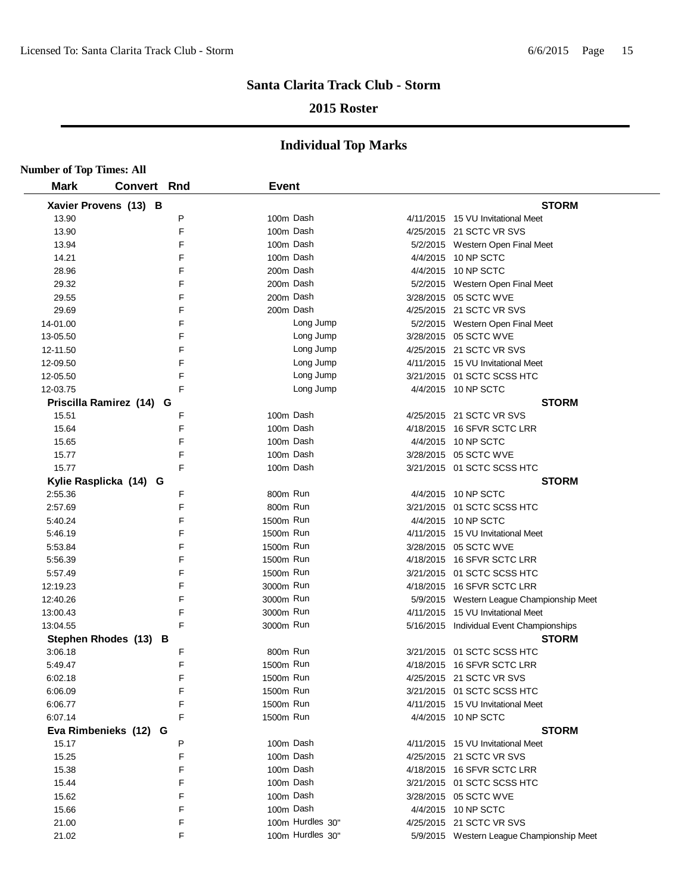## Santa Clarita Track Club - Storm

### 2015 Roster

### Individual Top Marks

**Number of Top Times: All**

| Mark | Convert | Rnd | Event | Date | Meet |
|---|---|---|---|---|---|
| **Xavier Provens (13) B** | | | | | **STORM** |
| 13.90 | | P | 100m Dash | 4/11/2015 | 15 VU Invitational Meet |
| 13.90 | | F | 100m Dash | 4/25/2015 | 21 SCTC VR SVS |
| 13.94 | | F | 100m Dash | 5/2/2015 | Western Open Final Meet |
| 14.21 | | F | 100m Dash | 4/4/2015 | 10 NP SCTC |
| 28.96 | | F | 200m Dash | 4/4/2015 | 10 NP SCTC |
| 29.32 | | F | 200m Dash | 5/2/2015 | Western Open Final Meet |
| 29.55 | | F | 200m Dash | 3/28/2015 | 05 SCTC WVE |
| 29.69 | | F | 200m Dash | 4/25/2015 | 21 SCTC VR SVS |
| 14-01.00 | | F | Long Jump | 5/2/2015 | Western Open Final Meet |
| 13-05.50 | | F | Long Jump | 3/28/2015 | 05 SCTC WVE |
| 12-11.50 | | F | Long Jump | 4/25/2015 | 21 SCTC VR SVS |
| 12-09.50 | | F | Long Jump | 4/11/2015 | 15 VU Invitational Meet |
| 12-05.50 | | F | Long Jump | 3/21/2015 | 01 SCTC SCSS HTC |
| 12-03.75 | | F | Long Jump | 4/4/2015 | 10 NP SCTC |
| **Priscilla Ramirez (14) G** | | | | | **STORM** |
| 15.51 | | F | 100m Dash | 4/25/2015 | 21 SCTC VR SVS |
| 15.64 | | F | 100m Dash | 4/18/2015 | 16 SFVR SCTC LRR |
| 15.65 | | F | 100m Dash | 4/4/2015 | 10 NP SCTC |
| 15.77 | | F | 100m Dash | 3/28/2015 | 05 SCTC WVE |
| 15.77 | | F | 100m Dash | 3/21/2015 | 01 SCTC SCSS HTC |
| **Kylie Rasplicka (14) G** | | | | | **STORM** |
| 2:55.36 | | F | 800m Run | 4/4/2015 | 10 NP SCTC |
| 2:57.69 | | F | 800m Run | 3/21/2015 | 01 SCTC SCSS HTC |
| 5:40.24 | | F | 1500m Run | 4/4/2015 | 10 NP SCTC |
| 5:46.19 | | F | 1500m Run | 4/11/2015 | 15 VU Invitational Meet |
| 5:53.84 | | F | 1500m Run | 3/28/2015 | 05 SCTC WVE |
| 5:56.39 | | F | 1500m Run | 4/18/2015 | 16 SFVR SCTC LRR |
| 5:57.49 | | F | 1500m Run | 3/21/2015 | 01 SCTC SCSS HTC |
| 12:19.23 | | F | 3000m Run | 4/18/2015 | 16 SFVR SCTC LRR |
| 12:40.26 | | F | 3000m Run | 5/9/2015 | Western League Championship Meet |
| 13:00.43 | | F | 3000m Run | 4/11/2015 | 15 VU Invitational Meet |
| 13:04.55 | | F | 3000m Run | 5/16/2015 | Individual Event Championships |
| **Stephen Rhodes (13) B** | | | | | **STORM** |
| 3:06.18 | | F | 800m Run | 3/21/2015 | 01 SCTC SCSS HTC |
| 5:49.47 | | F | 1500m Run | 4/18/2015 | 16 SFVR SCTC LRR |
| 6:02.18 | | F | 1500m Run | 4/25/2015 | 21 SCTC VR SVS |
| 6:06.09 | | F | 1500m Run | 3/21/2015 | 01 SCTC SCSS HTC |
| 6:06.77 | | F | 1500m Run | 4/11/2015 | 15 VU Invitational Meet |
| 6:07.14 | | F | 1500m Run | 4/4/2015 | 10 NP SCTC |
| **Eva Rimbenieks (12) G** | | | | | **STORM** |
| 15.17 | | P | 100m Dash | 4/11/2015 | 15 VU Invitational Meet |
| 15.25 | | F | 100m Dash | 4/25/2015 | 21 SCTC VR SVS |
| 15.38 | | F | 100m Dash | 4/18/2015 | 16 SFVR SCTC LRR |
| 15.44 | | F | 100m Dash | 3/21/2015 | 01 SCTC SCSS HTC |
| 15.62 | | F | 100m Dash | 3/28/2015 | 05 SCTC WVE |
| 15.66 | | F | 100m Dash | 4/4/2015 | 10 NP SCTC |
| 21.00 | | F | 100m Hurdles 30" | 4/25/2015 | 21 SCTC VR SVS |
| 21.02 | | F | 100m Hurdles 30" | 5/9/2015 | Western League Championship Meet |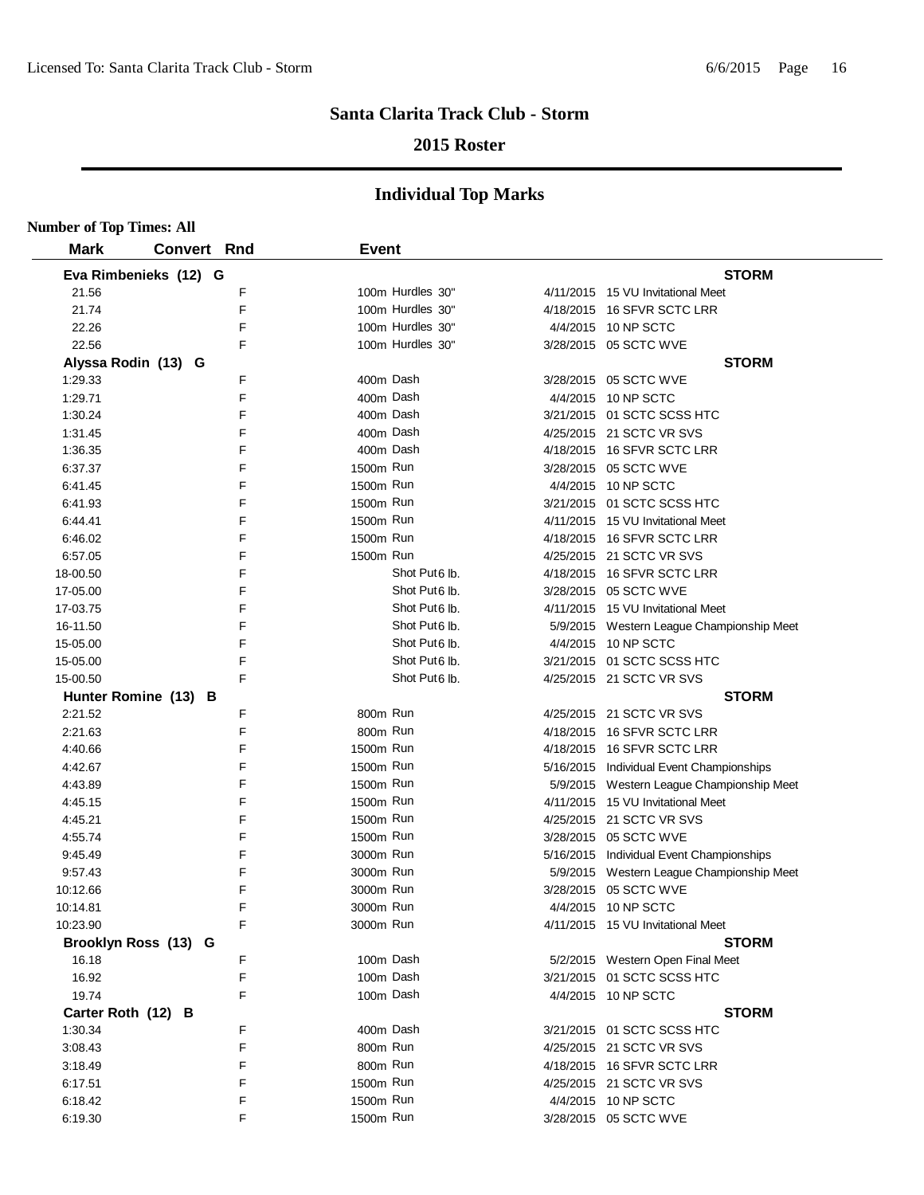# Santa Clarita Track Club - Storm

## 2015 Roster

## Individual Top Marks

**Number of Top Times: All**

| Mark | Convert | Rnd | Event | | Date | Meet |
|---|---|---|---|---|---|---|
| **Eva Rimbenieks (12) G** | | | | | | **STORM** |
| 21.56 | | F | 100m | Hurdles 30" | 4/11/2015 | 15 VU Invitational Meet |
| 21.74 | | F | 100m | Hurdles 30" | 4/18/2015 | 16 SFVR SCTC LRR |
| 22.26 | | F | 100m | Hurdles 30" | 4/4/2015 | 10 NP SCTC |
| 22.56 | | F | 100m | Hurdles 30" | 3/28/2015 | 05 SCTC WVE |
| **Alyssa Rodin (13) G** | | | | | | **STORM** |
| 1:29.33 | | F | 400m | Dash | 3/28/2015 | 05 SCTC WVE |
| 1:29.71 | | F | 400m | Dash | 4/4/2015 | 10 NP SCTC |
| 1:30.24 | | F | 400m | Dash | 3/21/2015 | 01 SCTC SCSS HTC |
| 1:31.45 | | F | 400m | Dash | 4/25/2015 | 21 SCTC VR SVS |
| 1:36.35 | | F | 400m | Dash | 4/18/2015 | 16 SFVR SCTC LRR |
| 6:37.37 | | F | 1500m | Run | 3/28/2015 | 05 SCTC WVE |
| 6:41.45 | | F | 1500m | Run | 4/4/2015 | 10 NP SCTC |
| 6:41.93 | | F | 1500m | Run | 3/21/2015 | 01 SCTC SCSS HTC |
| 6:44.41 | | F | 1500m | Run | 4/11/2015 | 15 VU Invitational Meet |
| 6:46.02 | | F | 1500m | Run | 4/18/2015 | 16 SFVR SCTC LRR |
| 6:57.05 | | F | 1500m | Run | 4/25/2015 | 21 SCTC VR SVS |
| 18-00.50 | | F | | Shot Put 6 lb. | 4/18/2015 | 16 SFVR SCTC LRR |
| 17-05.00 | | F | | Shot Put 6 lb. | 3/28/2015 | 05 SCTC WVE |
| 17-03.75 | | F | | Shot Put 6 lb. | 4/11/2015 | 15 VU Invitational Meet |
| 16-11.50 | | F | | Shot Put 6 lb. | 5/9/2015 | Western League Championship Meet |
| 15-05.00 | | F | | Shot Put 6 lb. | 4/4/2015 | 10 NP SCTC |
| 15-05.00 | | F | | Shot Put 6 lb. | 3/21/2015 | 01 SCTC SCSS HTC |
| 15-00.50 | | F | | Shot Put 6 lb. | 4/25/2015 | 21 SCTC VR SVS |
| **Hunter Romine (13) B** | | | | | | **STORM** |
| 2:21.52 | | F | 800m | Run | 4/25/2015 | 21 SCTC VR SVS |
| 2:21.63 | | F | 800m | Run | 4/18/2015 | 16 SFVR SCTC LRR |
| 4:40.66 | | F | 1500m | Run | 4/18/2015 | 16 SFVR SCTC LRR |
| 4:42.67 | | F | 1500m | Run | 5/16/2015 | Individual Event Championships |
| 4:43.89 | | F | 1500m | Run | 5/9/2015 | Western League Championship Meet |
| 4:45.15 | | F | 1500m | Run | 4/11/2015 | 15 VU Invitational Meet |
| 4:45.21 | | F | 1500m | Run | 4/25/2015 | 21 SCTC VR SVS |
| 4:55.74 | | F | 1500m | Run | 3/28/2015 | 05 SCTC WVE |
| 9:45.49 | | F | 3000m | Run | 5/16/2015 | Individual Event Championships |
| 9:57.43 | | F | 3000m | Run | 5/9/2015 | Western League Championship Meet |
| 10:12.66 | | F | 3000m | Run | 3/28/2015 | 05 SCTC WVE |
| 10:14.81 | | F | 3000m | Run | 4/4/2015 | 10 NP SCTC |
| 10:23.90 | | F | 3000m | Run | 4/11/2015 | 15 VU Invitational Meet |
| **Brooklyn Ross (13) G** | | | | | | **STORM** |
| 16.18 | | F | 100m | Dash | 5/2/2015 | Western Open Final Meet |
| 16.92 | | F | 100m | Dash | 3/21/2015 | 01 SCTC SCSS HTC |
| 19.74 | | F | 100m | Dash | 4/4/2015 | 10 NP SCTC |
| **Carter Roth (12) B** | | | | | | **STORM** |
| 1:30.34 | | F | 400m | Dash | 3/21/2015 | 01 SCTC SCSS HTC |
| 3:08.43 | | F | 800m | Run | 4/25/2015 | 21 SCTC VR SVS |
| 3:18.49 | | F | 800m | Run | 4/18/2015 | 16 SFVR SCTC LRR |
| 6:17.51 | | F | 1500m | Run | 4/25/2015 | 21 SCTC VR SVS |
| 6:18.42 | | F | 1500m | Run | 4/4/2015 | 10 NP SCTC |
| 6:19.30 | | F | 1500m | Run | 3/28/2015 | 05 SCTC WVE |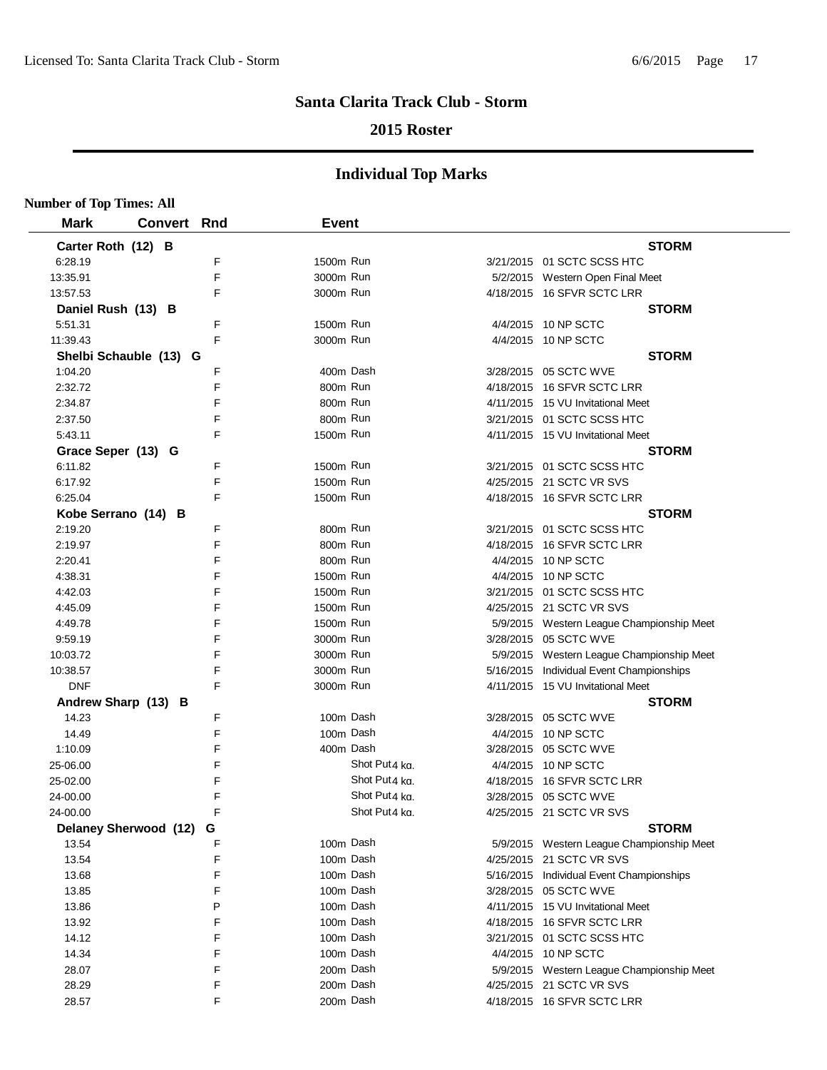## Santa Clarita Track Club - Storm

### 2015 Roster

## Individual Top Marks

**Number of Top Times: All**

| Mark | Convert | Rnd | Event | | Date | Meet |
|---|---|---|---|---|---|---|
| **Carter Roth (12) B** | | | | | | **STORM** |
| 6:28.19 | | F | 1500m Run | | 3/21/2015 | 01 SCTC SCSS HTC |
| 13:35.91 | | F | 3000m Run | | 5/2/2015 | Western Open Final Meet |
| 13:57.53 | | F | 3000m Run | | 4/18/2015 | 16 SFVR SCTC LRR |
| **Daniel Rush (13) B** | | | | | | **STORM** |
| 5:51.31 | | F | 1500m Run | | 4/4/2015 | 10 NP SCTC |
| 11:39.43 | | F | 3000m Run | | 4/4/2015 | 10 NP SCTC |
| **Shelbi Schauble (13) G** | | | | | | **STORM** |
| 1:04.20 | | F | 400m Dash | | 3/28/2015 | 05 SCTC WVE |
| 2:32.72 | | F | 800m Run | | 4/18/2015 | 16 SFVR SCTC LRR |
| 2:34.87 | | F | 800m Run | | 4/11/2015 | 15 VU Invitational Meet |
| 2:37.50 | | F | 800m Run | | 3/21/2015 | 01 SCTC SCSS HTC |
| 5:43.11 | | F | 1500m Run | | 4/11/2015 | 15 VU Invitational Meet |
| **Grace Seper (13) G** | | | | | | **STORM** |
| 6:11.82 | | F | 1500m Run | | 3/21/2015 | 01 SCTC SCSS HTC |
| 6:17.92 | | F | 1500m Run | | 4/25/2015 | 21 SCTC VR SVS |
| 6:25.04 | | F | 1500m Run | | 4/18/2015 | 16 SFVR SCTC LRR |
| **Kobe Serrano (14) B** | | | | | | **STORM** |
| 2:19.20 | | F | 800m Run | | 3/21/2015 | 01 SCTC SCSS HTC |
| 2:19.97 | | F | 800m Run | | 4/18/2015 | 16 SFVR SCTC LRR |
| 2:20.41 | | F | 800m Run | | 4/4/2015 | 10 NP SCTC |
| 4:38.31 | | F | 1500m Run | | 4/4/2015 | 10 NP SCTC |
| 4:42.03 | | F | 1500m Run | | 3/21/2015 | 01 SCTC SCSS HTC |
| 4:45.09 | | F | 1500m Run | | 4/25/2015 | 21 SCTC VR SVS |
| 4:49.78 | | F | 1500m Run | | 5/9/2015 | Western League Championship Meet |
| 9:59.19 | | F | 3000m Run | | 3/28/2015 | 05 SCTC WVE |
| 10:03.72 | | F | 3000m Run | | 5/9/2015 | Western League Championship Meet |
| 10:38.57 | | F | 3000m Run | | 5/16/2015 | Individual Event Championships |
| DNF | | F | 3000m Run | | 4/11/2015 | 15 VU Invitational Meet |
| **Andrew Sharp (13) B** | | | | | | **STORM** |
| 14.23 | | F | 100m Dash | | 3/28/2015 | 05 SCTC WVE |
| 14.49 | | F | 100m Dash | | 4/4/2015 | 10 NP SCTC |
| 1:10.09 | | F | 400m Dash | | 3/28/2015 | 05 SCTC WVE |
| 25-06.00 | | F | | Shot Put 4 kg. | 4/4/2015 | 10 NP SCTC |
| 25-02.00 | | F | | Shot Put 4 kg. | 4/18/2015 | 16 SFVR SCTC LRR |
| 24-00.00 | | F | | Shot Put 4 kg. | 3/28/2015 | 05 SCTC WVE |
| 24-00.00 | | F | | Shot Put 4 kg. | 4/25/2015 | 21 SCTC VR SVS |
| **Delaney Sherwood (12) G** | | | | | | **STORM** |
| 13.54 | | F | 100m Dash | | 5/9/2015 | Western League Championship Meet |
| 13.54 | | F | 100m Dash | | 4/25/2015 | 21 SCTC VR SVS |
| 13.68 | | F | 100m Dash | | 5/16/2015 | Individual Event Championships |
| 13.85 | | F | 100m Dash | | 3/28/2015 | 05 SCTC WVE |
| 13.86 | | P | 100m Dash | | 4/11/2015 | 15 VU Invitational Meet |
| 13.92 | | F | 100m Dash | | 4/18/2015 | 16 SFVR SCTC LRR |
| 14.12 | | F | 100m Dash | | 3/21/2015 | 01 SCTC SCSS HTC |
| 14.34 | | F | 100m Dash | | 4/4/2015 | 10 NP SCTC |
| 28.07 | | F | 200m Dash | | 5/9/2015 | Western League Championship Meet |
| 28.29 | | F | 200m Dash | | 4/25/2015 | 21 SCTC VR SVS |
| 28.57 | | F | 200m Dash | | 4/18/2015 | 16 SFVR SCTC LRR |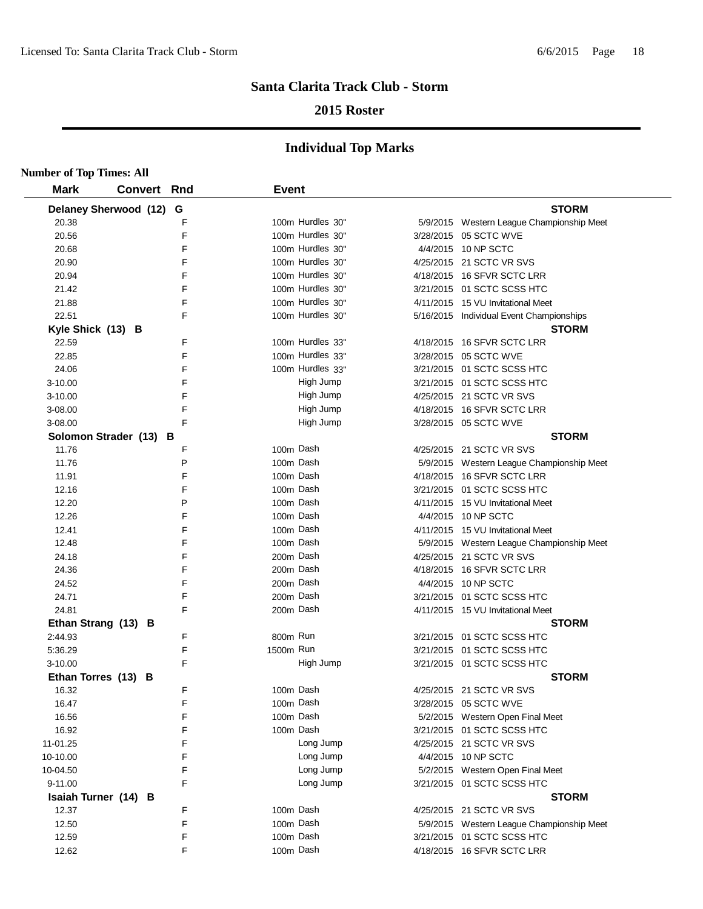# Santa Clarita Track Club - Storm

## 2015 Roster

## Individual Top Marks

**Number of Top Times: All**

| Mark | Convert | Rnd | Event | Date | Meet |
|---|---|---|---|---|---|
| **Delaney Sherwood (12) G** | | | | | **STORM** |
| 20.38 | | F | 100m Hurdles 30" | 5/9/2015 | Western League Championship Meet |
| 20.56 | | F | 100m Hurdles 30" | 3/28/2015 | 05 SCTC WVE |
| 20.68 | | F | 100m Hurdles 30" | 4/4/2015 | 10 NP SCTC |
| 20.90 | | F | 100m Hurdles 30" | 4/25/2015 | 21 SCTC VR SVS |
| 20.94 | | F | 100m Hurdles 30" | 4/18/2015 | 16 SFVR SCTC LRR |
| 21.42 | | F | 100m Hurdles 30" | 3/21/2015 | 01 SCTC SCSS HTC |
| 21.88 | | F | 100m Hurdles 30" | 4/11/2015 | 15 VU Invitational Meet |
| 22.51 | | F | 100m Hurdles 30" | 5/16/2015 | Individual Event Championships |
| **Kyle Shick (13) B** | | | | | **STORM** |
| 22.59 | | F | 100m Hurdles 33" | 4/18/2015 | 16 SFVR SCTC LRR |
| 22.85 | | F | 100m Hurdles 33" | 3/28/2015 | 05 SCTC WVE |
| 24.06 | | F | 100m Hurdles 33" | 3/21/2015 | 01 SCTC SCSS HTC |
| 3-10.00 | | F | High Jump | 3/21/2015 | 01 SCTC SCSS HTC |
| 3-10.00 | | F | High Jump | 4/25/2015 | 21 SCTC VR SVS |
| 3-08.00 | | F | High Jump | 4/18/2015 | 16 SFVR SCTC LRR |
| 3-08.00 | | F | High Jump | 3/28/2015 | 05 SCTC WVE |
| **Solomon Strader (13) B** | | | | | **STORM** |
| 11.76 | | F | 100m Dash | 4/25/2015 | 21 SCTC VR SVS |
| 11.76 | | P | 100m Dash | 5/9/2015 | Western League Championship Meet |
| 11.91 | | F | 100m Dash | 4/18/2015 | 16 SFVR SCTC LRR |
| 12.16 | | F | 100m Dash | 3/21/2015 | 01 SCTC SCSS HTC |
| 12.20 | | P | 100m Dash | 4/11/2015 | 15 VU Invitational Meet |
| 12.26 | | F | 100m Dash | 4/4/2015 | 10 NP SCTC |
| 12.41 | | F | 100m Dash | 4/11/2015 | 15 VU Invitational Meet |
| 12.48 | | F | 100m Dash | 5/9/2015 | Western League Championship Meet |
| 24.18 | | F | 200m Dash | 4/25/2015 | 21 SCTC VR SVS |
| 24.36 | | F | 200m Dash | 4/18/2015 | 16 SFVR SCTC LRR |
| 24.52 | | F | 200m Dash | 4/4/2015 | 10 NP SCTC |
| 24.71 | | F | 200m Dash | 3/21/2015 | 01 SCTC SCSS HTC |
| 24.81 | | F | 200m Dash | 4/11/2015 | 15 VU Invitational Meet |
| **Ethan Strang (13) B** | | | | | **STORM** |
| 2:44.93 | | F | 800m Run | 3/21/2015 | 01 SCTC SCSS HTC |
| 5:36.29 | | F | 1500m Run | 3/21/2015 | 01 SCTC SCSS HTC |
| 3-10.00 | | F | High Jump | 3/21/2015 | 01 SCTC SCSS HTC |
| **Ethan Torres (13) B** | | | | | **STORM** |
| 16.32 | | F | 100m Dash | 4/25/2015 | 21 SCTC VR SVS |
| 16.47 | | F | 100m Dash | 3/28/2015 | 05 SCTC WVE |
| 16.56 | | F | 100m Dash | 5/2/2015 | Western Open Final Meet |
| 16.92 | | F | 100m Dash | 3/21/2015 | 01 SCTC SCSS HTC |
| 11-01.25 | | F | Long Jump | 4/25/2015 | 21 SCTC VR SVS |
| 10-10.00 | | F | Long Jump | 4/4/2015 | 10 NP SCTC |
| 10-04.50 | | F | Long Jump | 5/2/2015 | Western Open Final Meet |
| 9-11.00 | | F | Long Jump | 3/21/2015 | 01 SCTC SCSS HTC |
| **Isaiah Turner (14) B** | | | | | **STORM** |
| 12.37 | | F | 100m Dash | 4/25/2015 | 21 SCTC VR SVS |
| 12.50 | | F | 100m Dash | 5/9/2015 | Western League Championship Meet |
| 12.59 | | F | 100m Dash | 3/21/2015 | 01 SCTC SCSS HTC |
| 12.62 | | F | 100m Dash | 4/18/2015 | 16 SFVR SCTC LRR |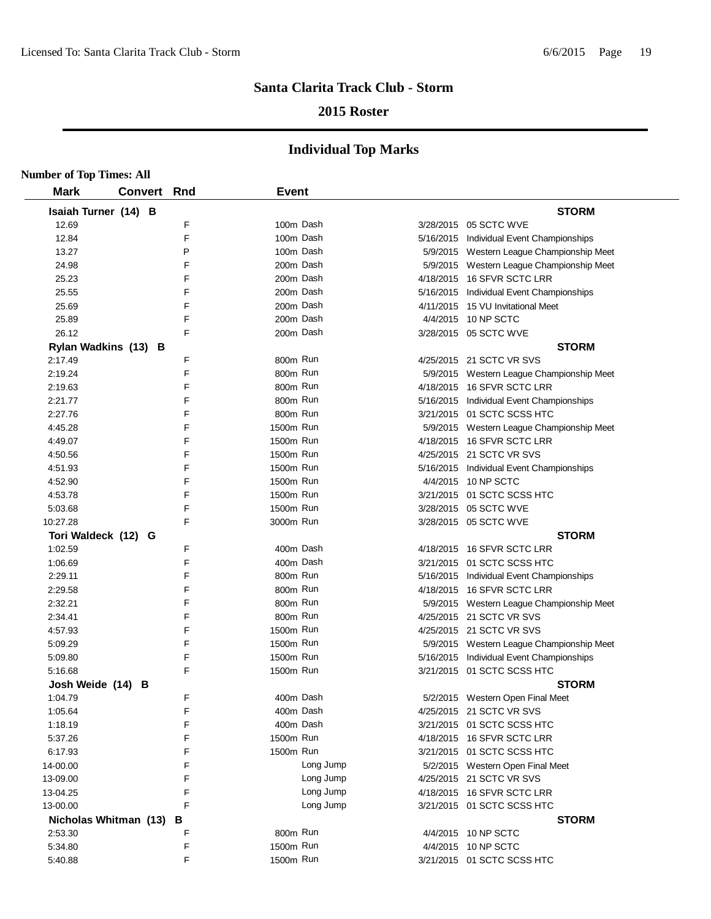# Santa Clarita Track Club - Storm

## 2015 Roster

## Individual Top Marks

**Number of Top Times: All**

| Mark | Convert | Rnd | Event | | Date | Meet |
|---|---|---|---|---|---|---|
| **Isaiah Turner (14) B** | | | | | | **STORM** |
| 12.69 | | F | 100m | Dash | 3/28/2015 | 05 SCTC WVE |
| 12.84 | | F | 100m | Dash | 5/16/2015 | Individual Event Championships |
| 13.27 | | P | 100m | Dash | 5/9/2015 | Western League Championship Meet |
| 24.98 | | F | 200m | Dash | 5/9/2015 | Western League Championship Meet |
| 25.23 | | F | 200m | Dash | 4/18/2015 | 16 SFVR SCTC LRR |
| 25.55 | | F | 200m | Dash | 5/16/2015 | Individual Event Championships |
| 25.69 | | F | 200m | Dash | 4/11/2015 | 15 VU Invitational Meet |
| 25.89 | | F | 200m | Dash | 4/4/2015 | 10 NP SCTC |
| 26.12 | | F | 200m | Dash | 3/28/2015 | 05 SCTC WVE |
| **Rylan Wadkins (13) B** | | | | | | **STORM** |
| 2:17.49 | | F | 800m | Run | 4/25/2015 | 21 SCTC VR SVS |
| 2:19.24 | | F | 800m | Run | 5/9/2015 | Western League Championship Meet |
| 2:19.63 | | F | 800m | Run | 4/18/2015 | 16 SFVR SCTC LRR |
| 2:21.77 | | F | 800m | Run | 5/16/2015 | Individual Event Championships |
| 2:27.76 | | F | 800m | Run | 3/21/2015 | 01 SCTC SCSS HTC |
| 4:45.28 | | F | 1500m | Run | 5/9/2015 | Western League Championship Meet |
| 4:49.07 | | F | 1500m | Run | 4/18/2015 | 16 SFVR SCTC LRR |
| 4:50.56 | | F | 1500m | Run | 4/25/2015 | 21 SCTC VR SVS |
| 4:51.93 | | F | 1500m | Run | 5/16/2015 | Individual Event Championships |
| 4:52.90 | | F | 1500m | Run | 4/4/2015 | 10 NP SCTC |
| 4:53.78 | | F | 1500m | Run | 3/21/2015 | 01 SCTC SCSS HTC |
| 5:03.68 | | F | 1500m | Run | 3/28/2015 | 05 SCTC WVE |
| 10:27.28 | | F | 3000m | Run | 3/28/2015 | 05 SCTC WVE |
| **Tori Waldeck (12) G** | | | | | | **STORM** |
| 1:02.59 | | F | 400m | Dash | 4/18/2015 | 16 SFVR SCTC LRR |
| 1:06.69 | | F | 400m | Dash | 3/21/2015 | 01 SCTC SCSS HTC |
| 2:29.11 | | F | 800m | Run | 5/16/2015 | Individual Event Championships |
| 2:29.58 | | F | 800m | Run | 4/18/2015 | 16 SFVR SCTC LRR |
| 2:32.21 | | F | 800m | Run | 5/9/2015 | Western League Championship Meet |
| 2:34.41 | | F | 800m | Run | 4/25/2015 | 21 SCTC VR SVS |
| 4:57.93 | | F | 1500m | Run | 4/25/2015 | 21 SCTC VR SVS |
| 5:09.29 | | F | 1500m | Run | 5/9/2015 | Western League Championship Meet |
| 5:09.80 | | F | 1500m | Run | 5/16/2015 | Individual Event Championships |
| 5:16.68 | | F | 1500m | Run | 3/21/2015 | 01 SCTC SCSS HTC |
| **Josh Weide (14) B** | | | | | | **STORM** |
| 1:04.79 | | F | 400m | Dash | 5/2/2015 | Western Open Final Meet |
| 1:05.64 | | F | 400m | Dash | 4/25/2015 | 21 SCTC VR SVS |
| 1:18.19 | | F | 400m | Dash | 3/21/2015 | 01 SCTC SCSS HTC |
| 5:37.26 | | F | 1500m | Run | 4/18/2015 | 16 SFVR SCTC LRR |
| 6:17.93 | | F | 1500m | Run | 3/21/2015 | 01 SCTC SCSS HTC |
| 14-00.00 | | F | | Long Jump | 5/2/2015 | Western Open Final Meet |
| 13-09.00 | | F | | Long Jump | 4/25/2015 | 21 SCTC VR SVS |
| 13-04.25 | | F | | Long Jump | 4/18/2015 | 16 SFVR SCTC LRR |
| 13-00.00 | | F | | Long Jump | 3/21/2015 | 01 SCTC SCSS HTC |
| **Nicholas Whitman (13) B** | | | | | | **STORM** |
| 2:53.30 | | F | 800m | Run | 4/4/2015 | 10 NP SCTC |
| 5:34.80 | | F | 1500m | Run | 4/4/2015 | 10 NP SCTC |
| 5:40.88 | | F | 1500m | Run | 3/21/2015 | 01 SCTC SCSS HTC |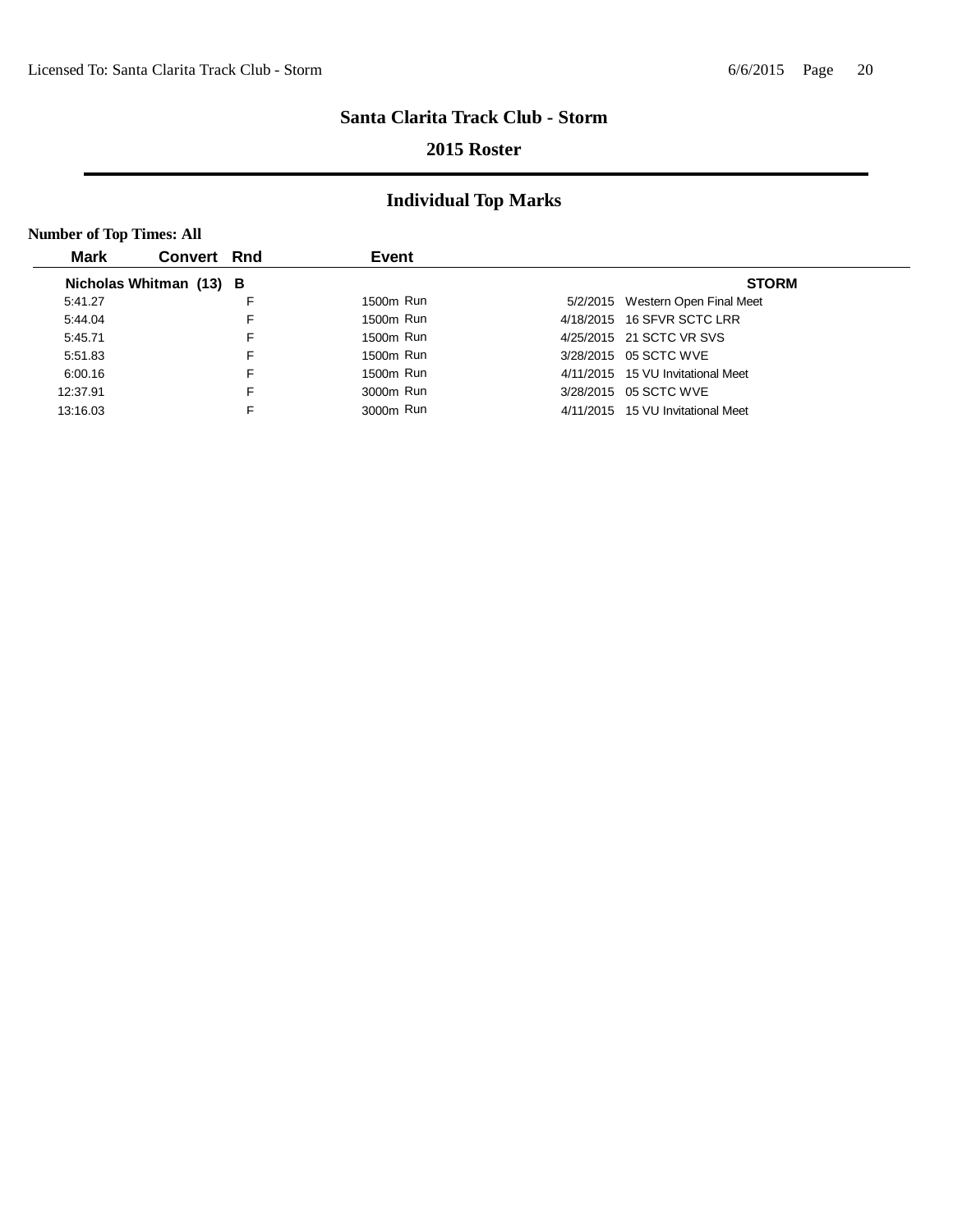## Santa Clarita Track Club - Storm

## 2015 Roster

## Individual Top Marks

**Number of Top Times: All**

| Mark | Convert | Rnd | Event | | |
|---|---|---|---|---|---|
| **Nicholas Whitman (13) B** | | | | | **STORM** |
| 5:41.27 | | F | 1500m Run | 5/2/2015 | Western Open Final Meet |
| 5:44.04 | | F | 1500m Run | 4/18/2015 | 16 SFVR SCTC LRR |
| 5:45.71 | | F | 1500m Run | 4/25/2015 | 21 SCTC VR SVS |
| 5:51.83 | | F | 1500m Run | 3/28/2015 | 05 SCTC WVE |
| 6:00.16 | | F | 1500m Run | 4/11/2015 | 15 VU Invitational Meet |
| 12:37.91 | | F | 3000m Run | 3/28/2015 | 05 SCTC WVE |
| 13:16.03 | | F | 3000m Run | 4/11/2015 | 15 VU Invitational Meet |